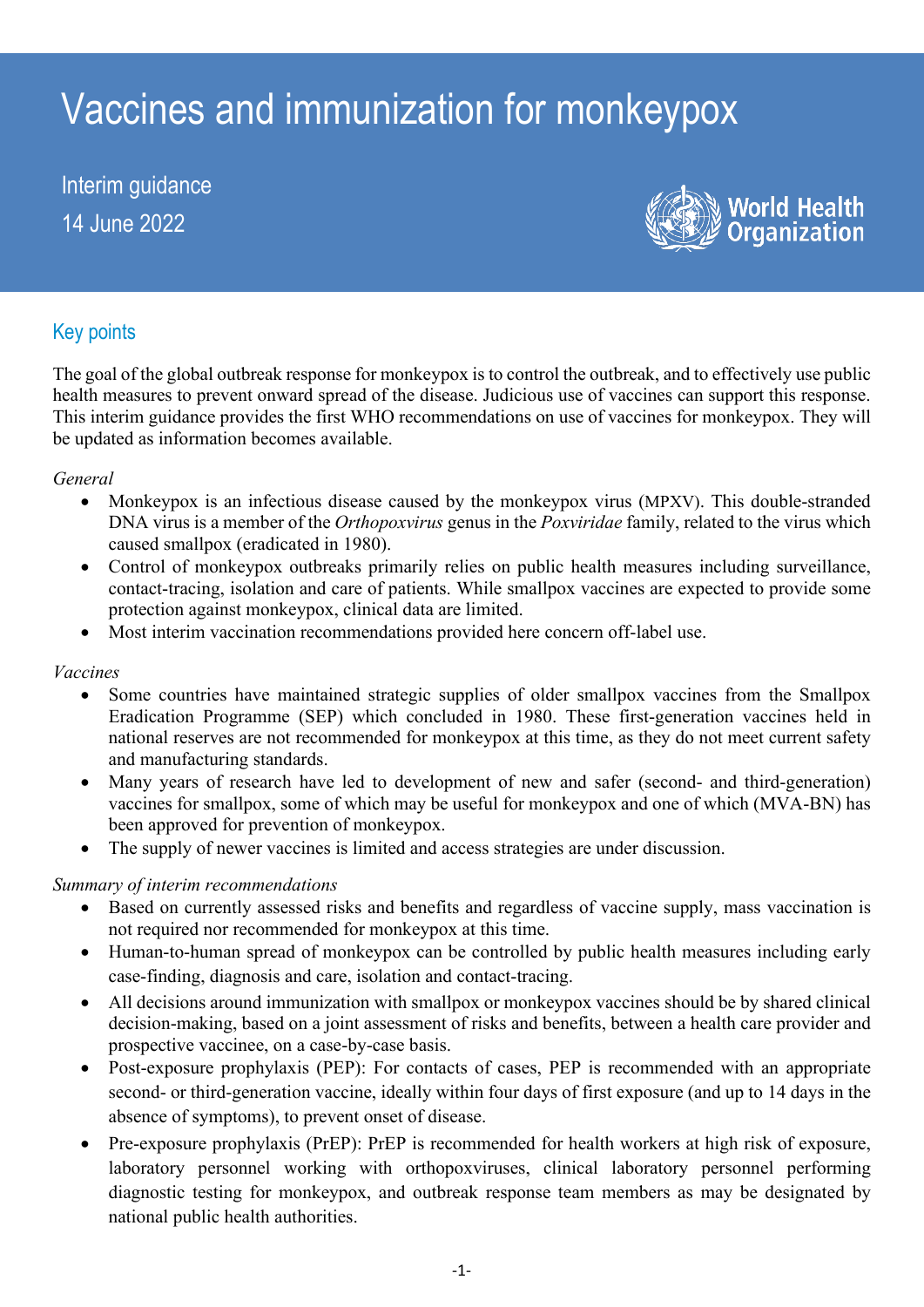# Vaccines and immunization for monkeypox

Interim guidance

14 June 2022

## Key points

The goal of the global outbreak response for monkeypox is to control the outbreak, and to effectively use public health measures to prevent onward spread of the disease. Judicious use of vaccines can support this response. This interim guidance provides the first WHO recommendations on use of vaccines for monkeypox. They will be updated as information becomes available.

*General*

- Monkeypox is an infectious disease caused by the monkeypox virus (MPXV). This double-stranded DNA virus is a member of the *Orthopoxvirus* genus in the *Poxviridae* family, related to the virus which caused smallpox (eradicated in 1980).
- Control of monkeypox outbreaks primarily relies on public health measures including surveillance, contact-tracing, isolation and care of patients. While smallpox vaccines are expected to provide some protection against monkeypox, clinical data are limited.
- Most interim vaccination recommendations provided here concern off-label use.

*Vaccines*

- Some countries have maintained strategic supplies of older smallpox vaccines from the Smallpox Eradication Programme (SEP) which concluded in 1980. These first-generation vaccines held in national reserves are not recommended for monkeypox at this time, as they do not meet current safety and manufacturing standards.
- Many years of research have led to development of new and safer (second- and third-generation) vaccines for smallpox, some of which may be useful for monkeypox and one of which (MVA-BN) has been approved for prevention of monkeypox.
- The supply of newer vaccines is limited and access strategies are under discussion.

*Summary of interim recommendations*

- Based on currently assessed risks and benefits and regardless of vaccine supply, mass vaccination is not required nor recommended for monkeypox at this time.
- Human-to-human spread of monkeypox can be controlled by public health measures including early case-finding, diagnosis and care, isolation and contact-tracing.
- All decisions around immunization with smallpox or monkeypox vaccines should be by shared clinical decision-making, based on a joint assessment of risks and benefits, between a health care provider and prospective vaccinee, on a case-by-case basis.
- Post-exposure prophylaxis (PEP): For contacts of cases, PEP is recommended with an appropriate second- or third-generation vaccine, ideally within four days of first exposure (and up to 14 days in the absence of symptoms), to prevent onset of disease.
- Pre-exposure prophylaxis (PrEP): PrEP is recommended for health workers at high risk of exposure, laboratory personnel working with orthopoxviruses, clinical laboratory personnel performing diagnostic testing for monkeypox, and outbreak response team members as may be designated by national public health authorities.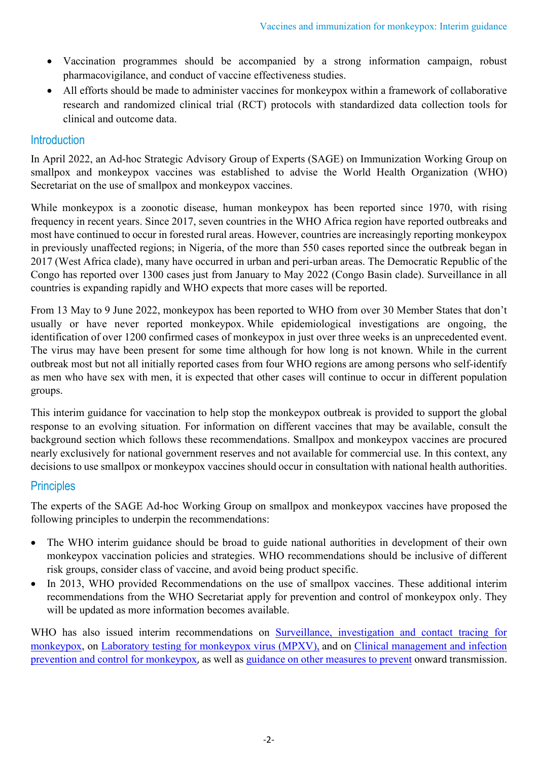- Vaccination programmes should be accompanied by a strong information campaign, robust pharmacovigilance, and conduct of vaccine effectiveness studies.
- All efforts should be made to administer vaccines for monkeypox within a framework of collaborative research and randomized clinical trial (RCT) protocols with standardized data collection tools for clinical and outcome data.

## Introduction

In April 2022, an Ad-hoc Strategic Advisory Group of Experts (SAGE) on Immunization Working Group on smallpox and monkeypox vaccines was established to advise the World Health Organization (WHO) Secretariat on the use of smallpox and monkeypox vaccines.

While monkeypox is a zoonotic disease, human monkeypox has been reported since 1970, with rising frequency in recent years. Since 2017, seven countries in the WHO Africa region have reported outbreaks and most have continued to occur in forested rural areas. However, countries are increasingly reporting monkeypox in previously unaffected regions; in Nigeria, of the more than 550 cases reported since the outbreak began in 2017 (West Africa clade), many have occurred in urban and peri-urban areas. The Democratic Republic of the Congo has reported over 1300 cases just from January to May 2022 (Congo Basin clade). Surveillance in all countries is expanding rapidly and WHO expects that more cases will be reported.

From 13 May to 9 June 2022, monkeypox has been reported to WHO from over 30 Member States that don't usually or have never reported monkeypox. While epidemiological investigations are ongoing, the identification of over 1200 confirmed cases of monkeypox in just over three weeks is an unprecedented event. The virus may have been present for some time although for how long is not known. While in the current outbreak most but not all initially reported cases from four WHO regions are among persons who self-identify as men who have sex with men, it is expected that other cases will continue to occur in different population groups.

This interim guidance for vaccination to help stop the monkeypox outbreak is provided to support the global response to an evolving situation. For information on different vaccines that may be available, consult the background section which follows these recommendations. Smallpox and monkeypox vaccines are procured nearly exclusively for national government reserves and not available for commercial use. In this context, any decisions to use smallpox or monkeypox vaccines should occur in consultation with national health authorities.

## Principles

The experts of the SAGE Ad-hoc Working Group on smallpox and monkeypox vaccines have proposed the following principles to underpin the recommendations:

- The WHO interim guidance should be broad to guide national authorities in development of their own monkeypox vaccination policies and strategies. WHO recommendations should be inclusive of different risk groups, consider class of vaccine, and avoid being product specific.
- In 2013, WHO provided Recommendations on the use of smallpox vaccines. These additional interim recommendations from the WHO Secretariat apply for prevention and control of monkeypox only. They will be updated as more information becomes available.

WHO has also issued interim recommendations on Surveillance, investigation and contact tracing for monkeypox, on Laboratory testing for monkeypox virus (MPXV), and on Clinical management and infection prevention and control for monkeypox, as well as guidance on other measures to prevent onward transmission.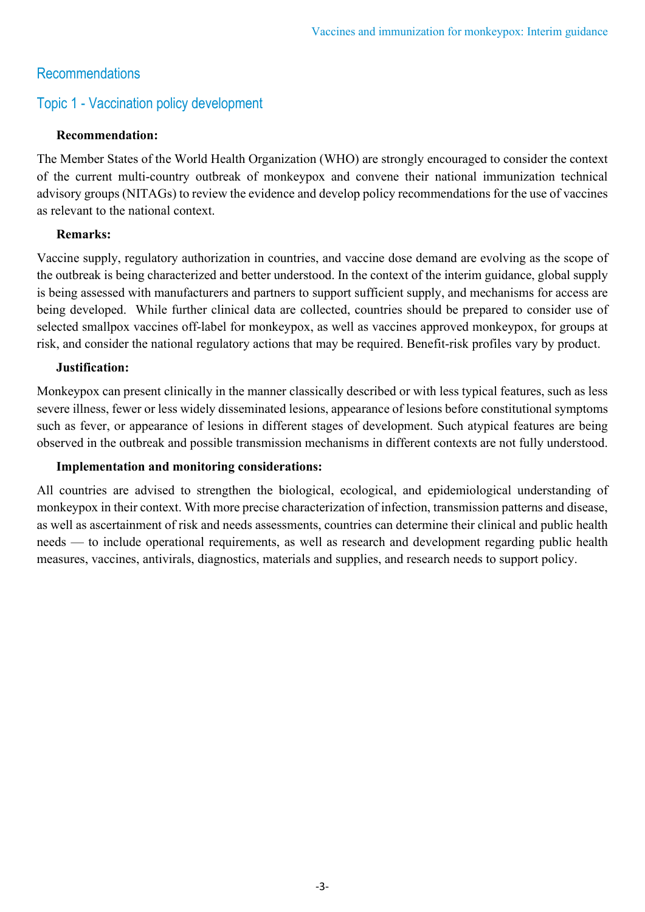## Recommendations

### Topic 1 - Vaccination policy development

**Recommendation:**

The Member States of the World Health Organization (WHO) are strongly encouraged to consider the context of the current multi-country outbreak of monkeypox and convene their national immunization technical advisory groups (NITAGs) to review the evidence and develop policy recommendations for the use of vaccines as relevant to the national context.

**Remarks:**

Vaccine supply, regulatory authorization in countries, and vaccine dose demand are evolving as the scope of the outbreak is being characterized and better understood. In the context of the interim guidance, global supply is being assessed with manufacturers and partners to support sufficient supply, and mechanisms for access are being developed. While further clinical data are collected, countries should be prepared to consider use of selected smallpox vaccines off-label for monkeypox, as well as vaccines approved monkeypox, for groups at risk, and consider the national regulatory actions that may be required. Benefit-risk profiles vary by product.

**Justification:**

Monkeypox can present clinically in the manner classically described or with less typical features, such as less severe illness, fewer or less widely disseminated lesions, appearance of lesions before constitutional symptoms such as fever, or appearance of lesions in different stages of development. Such atypical features are being observed in the outbreak and possible transmission mechanisms in different contexts are not fully understood.

**Implementation and monitoring considerations:**

All countries are advised to strengthen the biological, ecological, and epidemiological understanding of monkeypox in their context. With more precise characterization of infection, transmission patterns and disease, as well as ascertainment of risk and needs assessments, countries can determine their clinical and public health needs — to include operational requirements, as well as research and development regarding public health measures, vaccines, antivirals, diagnostics, materials and supplies, and research needs to support policy.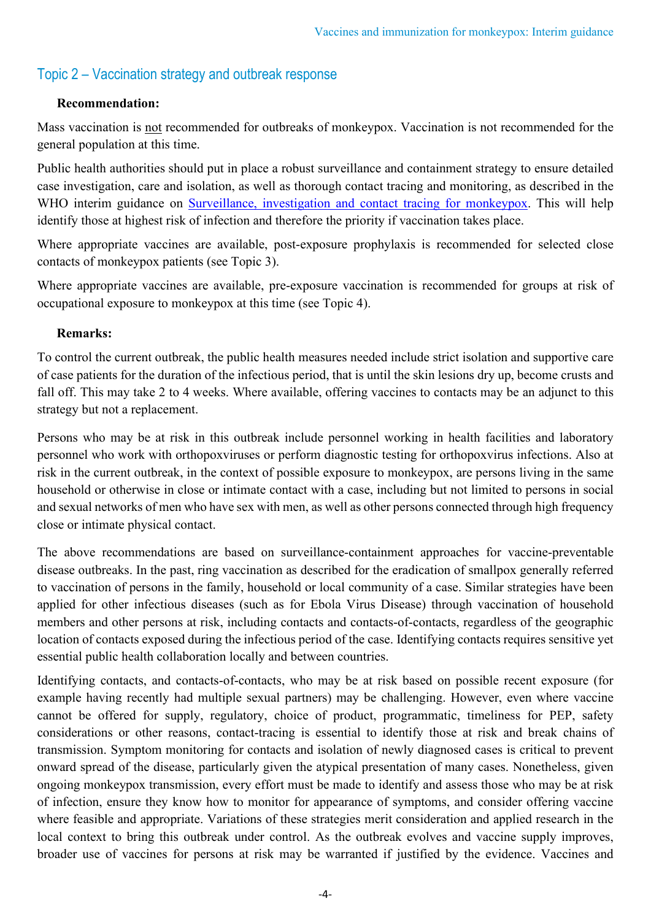## Topic 2 – Vaccination strategy and outbreak response

**Recommendation:**

Mass vaccination is not recommended for outbreaks of monkeypox. Vaccination is not recommended for the general population at this time.

Public health authorities should put in place a robust surveillance and containment strategy to ensure detailed case investigation, care and isolation, as well as thorough contact tracing and monitoring, as described in the WHO interim guidance on [Surveillance, investigation and contact tracing for monkeypox](). This will help identify those at highest risk of infection and therefore the priority if vaccination takes place.

Where appropriate vaccines are available, post-exposure prophylaxis is recommended for selected close contacts of monkeypox patients (see Topic 3).

Where appropriate vaccines are available, pre-exposure vaccination is recommended for groups at risk of occupational exposure to monkeypox at this time (see Topic 4).

**Remarks:**

To control the current outbreak, the public health measures needed include strict isolation and supportive care of case patients for the duration of the infectious period, that is until the skin lesions dry up, become crusts and fall off. This may take 2 to 4 weeks. Where available, offering vaccines to contacts may be an adjunct to this strategy but not a replacement.

Persons who may be at risk in this outbreak include personnel working in health facilities and laboratory personnel who work with orthopoxviruses or perform diagnostic testing for orthopoxvirus infections. Also at risk in the current outbreak, in the context of possible exposure to monkeypox, are persons living in the same household or otherwise in close or intimate contact with a case, including but not limited to persons in social and sexual networks of men who have sex with men, as well as other persons connected through high frequency close or intimate physical contact.

The above recommendations are based on surveillance-containment approaches for vaccine-preventable disease outbreaks. In the past, ring vaccination as described for the eradication of smallpox generally referred to vaccination of persons in the family, household or local community of a case. Similar strategies have been applied for other infectious diseases (such as for Ebola Virus Disease) through vaccination of household members and other persons at risk, including contacts and contacts-of-contacts, regardless of the geographic location of contacts exposed during the infectious period of the case. Identifying contacts requires sensitive yet essential public health collaboration locally and between countries.

Identifying contacts, and contacts-of-contacts, who may be at risk based on possible recent exposure (for example having recently had multiple sexual partners) may be challenging. However, even where vaccine cannot be offered for supply, regulatory, choice of product, programmatic, timeliness for PEP, safety considerations or other reasons, contact-tracing is essential to identify those at risk and break chains of transmission. Symptom monitoring for contacts and isolation of newly diagnosed cases is critical to prevent onward spread of the disease, particularly given the atypical presentation of many cases. Nonetheless, given ongoing monkeypox transmission, every effort must be made to identify and assess those who may be at risk of infection, ensure they know how to monitor for appearance of symptoms, and consider offering vaccine where feasible and appropriate. Variations of these strategies merit consideration and applied research in the local context to bring this outbreak under control. As the outbreak evolves and vaccine supply improves, broader use of vaccines for persons at risk may be warranted if justified by the evidence. Vaccines and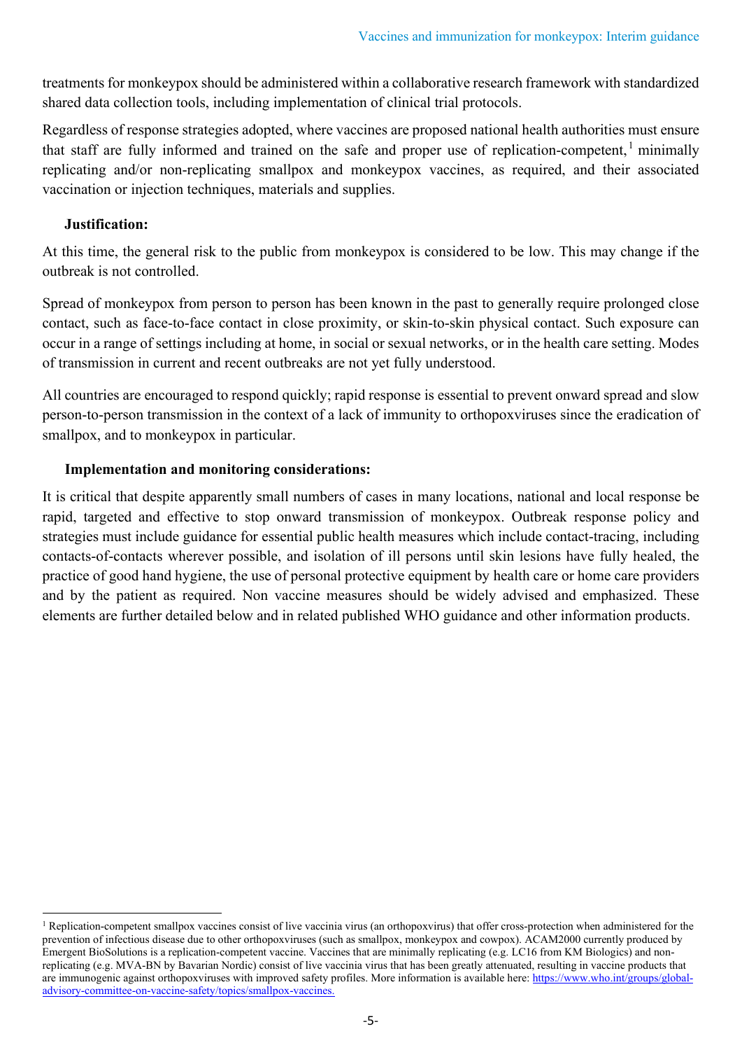treatments for monkeypox should be administered within a collaborative research framework with standardized shared data collection tools, including implementation of clinical trial protocols.

Regardless of response strategies adopted, where vaccines are proposed national health authorities must ensure that staff are fully informed and trained on the safe and proper use of replication-competent,[1] minimally replicating and/or non-replicating smallpox and monkeypox vaccines, as required, and their associated vaccination or injection techniques, materials and supplies.

**Justification:**

At this time, the general risk to the public from monkeypox is considered to be low. This may change if the outbreak is not controlled.

Spread of monkeypox from person to person has been known in the past to generally require prolonged close contact, such as face-to-face contact in close proximity, or skin-to-skin physical contact. Such exposure can occur in a range of settings including at home, in social or sexual networks, or in the health care setting. Modes of transmission in current and recent outbreaks are not yet fully understood.

All countries are encouraged to respond quickly; rapid response is essential to prevent onward spread and slow person-to-person transmission in the context of a lack of immunity to orthopoxviruses since the eradication of smallpox, and to monkeypox in particular.

**Implementation and monitoring considerations:**

It is critical that despite apparently small numbers of cases in many locations, national and local response be rapid, targeted and effective to stop onward transmission of monkeypox. Outbreak response policy and strategies must include guidance for essential public health measures which include contact-tracing, including contacts-of-contacts wherever possible, and isolation of ill persons until skin lesions have fully healed, the practice of good hand hygiene, the use of personal protective equipment by health care or home care providers and by the patient as required. Non vaccine measures should be widely advised and emphasized. These elements are further detailed below and in related published WHO guidance and other information products.

---

[1] Replication-competent smallpox vaccines consist of live vaccinia virus (an orthopoxvirus) that offer cross-protection when administered for the prevention of infectious disease due to other orthopoxviruses (such as smallpox, monkeypox and cowpox). ACAM2000 currently produced by Emergent BioSolutions is a replication-competent vaccine. Vaccines that are minimally replicating (e.g. LC16 from KM Biologics) and non-replicating (e.g. MVA-BN by Bavarian Nordic) consist of live vaccinia virus that has been greatly attenuated, resulting in vaccine products that are immunogenic against orthopoxviruses with improved safety profiles. More information is available here: https://www.who.int/groups/global-advisory-committee-on-vaccine-safety/topics/smallpox-vaccines.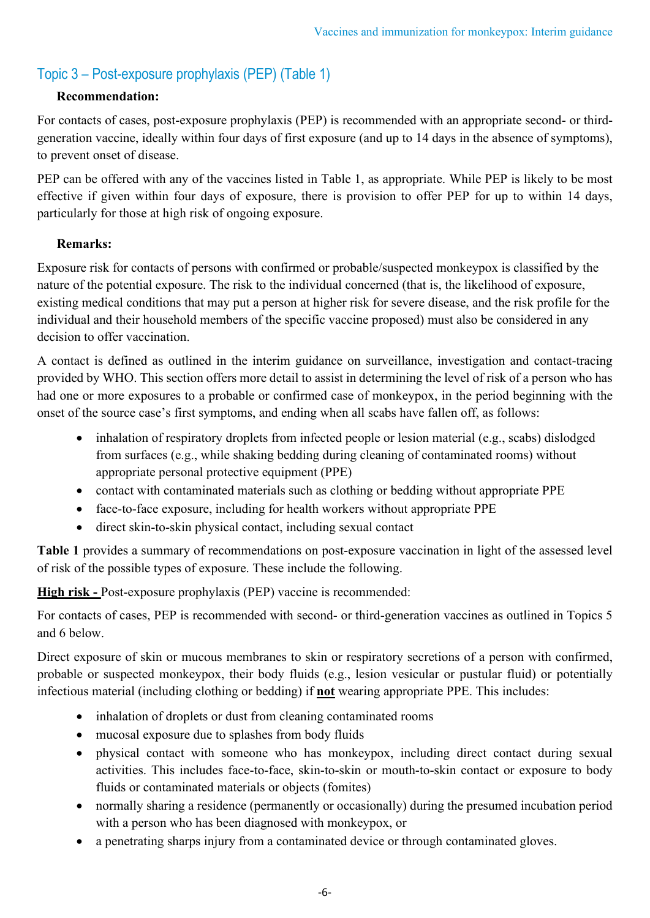## Topic 3 – Post-exposure prophylaxis (PEP) (Table 1)

**Recommendation:**

For contacts of cases, post-exposure prophylaxis (PEP) is recommended with an appropriate second- or third-generation vaccine, ideally within four days of first exposure (and up to 14 days in the absence of symptoms), to prevent onset of disease.

PEP can be offered with any of the vaccines listed in Table 1, as appropriate. While PEP is likely to be most effective if given within four days of exposure, there is provision to offer PEP for up to within 14 days, particularly for those at high risk of ongoing exposure.

**Remarks:**

Exposure risk for contacts of persons with confirmed or probable/suspected monkeypox is classified by the nature of the potential exposure. The risk to the individual concerned (that is, the likelihood of exposure, existing medical conditions that may put a person at higher risk for severe disease, and the risk profile for the individual and their household members of the specific vaccine proposed) must also be considered in any decision to offer vaccination.

A contact is defined as outlined in the interim guidance on surveillance, investigation and contact-tracing provided by WHO. This section offers more detail to assist in determining the level of risk of a person who has had one or more exposures to a probable or confirmed case of monkeypox, in the period beginning with the onset of the source case's first symptoms, and ending when all scabs have fallen off, as follows:

- inhalation of respiratory droplets from infected people or lesion material (e.g., scabs) dislodged from surfaces (e.g., while shaking bedding during cleaning of contaminated rooms) without appropriate personal protective equipment (PPE)
- contact with contaminated materials such as clothing or bedding without appropriate PPE
- face-to-face exposure, including for health workers without appropriate PPE
- direct skin-to-skin physical contact, including sexual contact

**Table 1** provides a summary of recommendations on post-exposure vaccination in light of the assessed level of risk of the possible types of exposure. These include the following.

**High risk -** Post-exposure prophylaxis (PEP) vaccine is recommended:

For contacts of cases, PEP is recommended with second- or third-generation vaccines as outlined in Topics 5 and 6 below.

Direct exposure of skin or mucous membranes to skin or respiratory secretions of a person with confirmed, probable or suspected monkeypox, their body fluids (e.g., lesion vesicular or pustular fluid) or potentially infectious material (including clothing or bedding) if **not** wearing appropriate PPE. This includes:

- inhalation of droplets or dust from cleaning contaminated rooms
- mucosal exposure due to splashes from body fluids
- physical contact with someone who has monkeypox, including direct contact during sexual activities. This includes face-to-face, skin-to-skin or mouth-to-skin contact or exposure to body fluids or contaminated materials or objects (fomites)
- normally sharing a residence (permanently or occasionally) during the presumed incubation period with a person who has been diagnosed with monkeypox, or
- a penetrating sharps injury from a contaminated device or through contaminated gloves.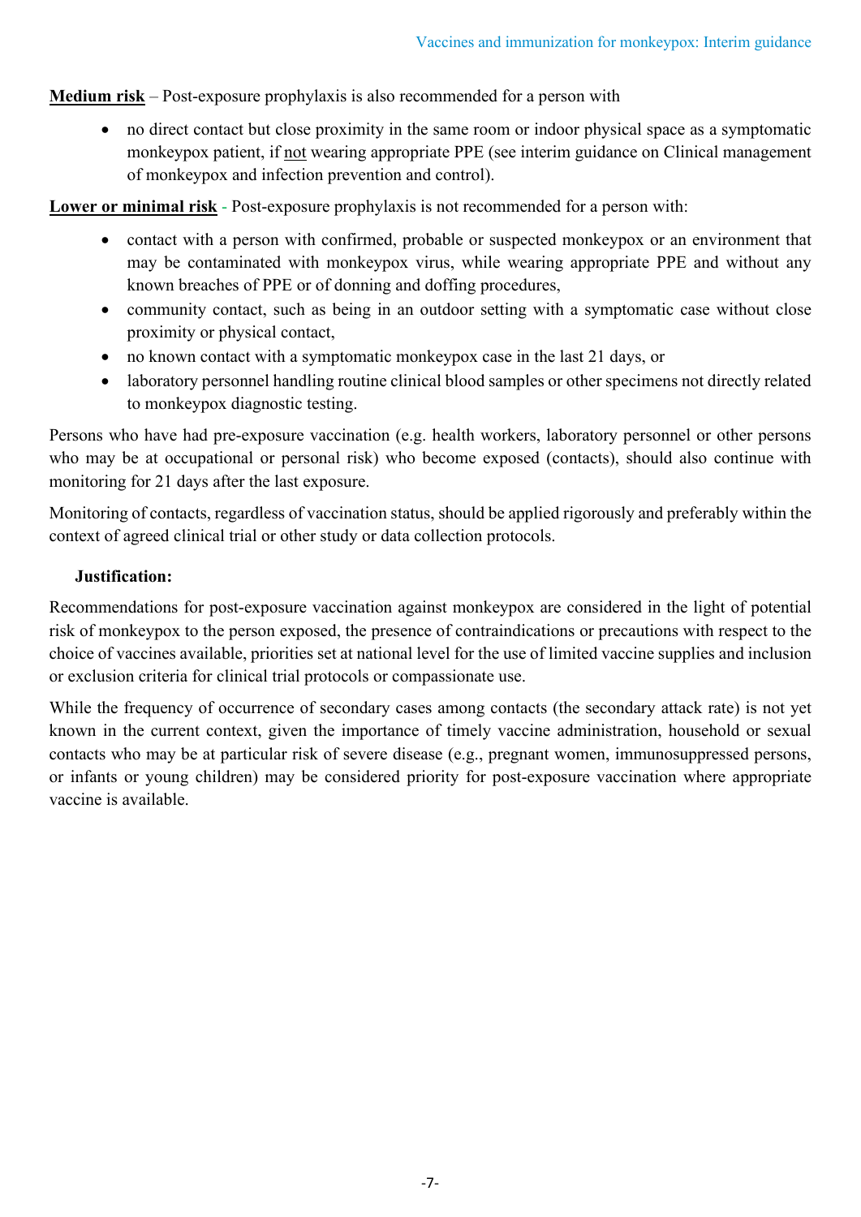**Medium risk** – Post-exposure prophylaxis is also recommended for a person with

- no direct contact but close proximity in the same room or indoor physical space as a symptomatic monkeypox patient, if not wearing appropriate PPE (see interim guidance on Clinical management of monkeypox and infection prevention and control).

**Lower or minimal risk** - Post-exposure prophylaxis is not recommended for a person with:

- contact with a person with confirmed, probable or suspected monkeypox or an environment that may be contaminated with monkeypox virus, while wearing appropriate PPE and without any known breaches of PPE or of donning and doffing procedures,
- community contact, such as being in an outdoor setting with a symptomatic case without close proximity or physical contact,
- no known contact with a symptomatic monkeypox case in the last 21 days, or
- laboratory personnel handling routine clinical blood samples or other specimens not directly related to monkeypox diagnostic testing.

Persons who have had pre-exposure vaccination (e.g. health workers, laboratory personnel or other persons who may be at occupational or personal risk) who become exposed (contacts), should also continue with monitoring for 21 days after the last exposure.

Monitoring of contacts, regardless of vaccination status, should be applied rigorously and preferably within the context of agreed clinical trial or other study or data collection protocols.

**Justification:**

Recommendations for post-exposure vaccination against monkeypox are considered in the light of potential risk of monkeypox to the person exposed, the presence of contraindications or precautions with respect to the choice of vaccines available, priorities set at national level for the use of limited vaccine supplies and inclusion or exclusion criteria for clinical trial protocols or compassionate use.

While the frequency of occurrence of secondary cases among contacts (the secondary attack rate) is not yet known in the current context, given the importance of timely vaccine administration, household or sexual contacts who may be at particular risk of severe disease (e.g., pregnant women, immunosuppressed persons, or infants or young children) may be considered priority for post-exposure vaccination where appropriate vaccine is available.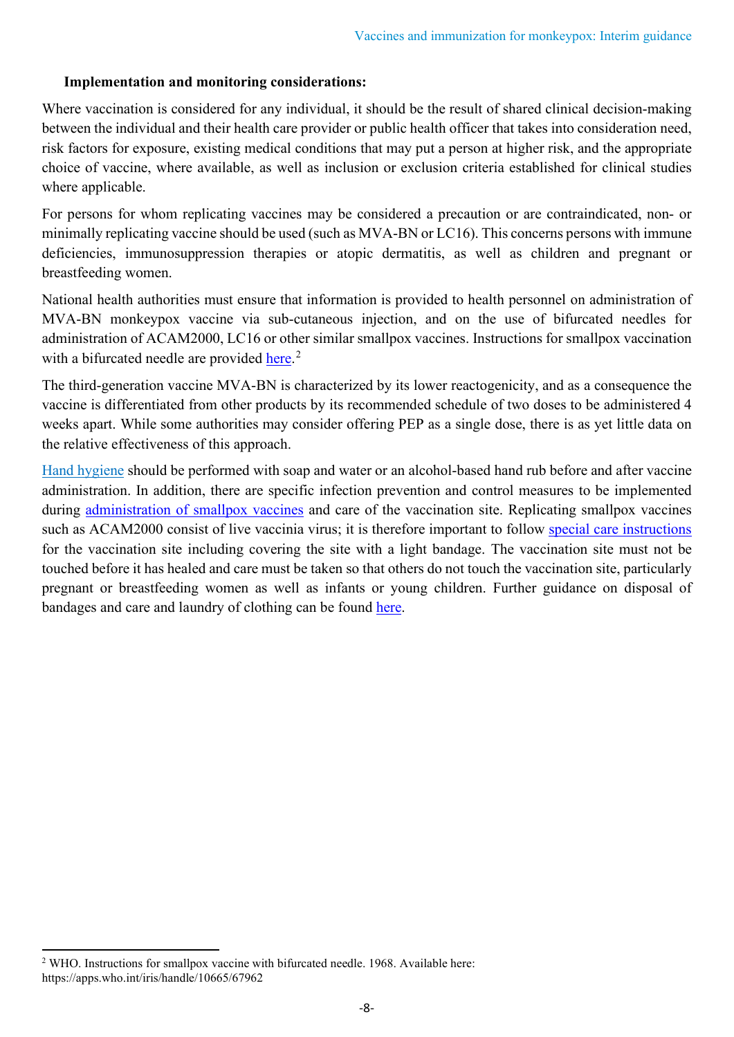**Implementation and monitoring considerations:**

Where vaccination is considered for any individual, it should be the result of shared clinical decision-making between the individual and their health care provider or public health officer that takes into consideration need, risk factors for exposure, existing medical conditions that may put a person at higher risk, and the appropriate choice of vaccine, where available, as well as inclusion or exclusion criteria established for clinical studies where applicable.

For persons for whom replicating vaccines may be considered a precaution or are contraindicated, non- or minimally replicating vaccine should be used (such as MVA-BN or LC16). This concerns persons with immune deficiencies, immunosuppression therapies or atopic dermatitis, as well as children and pregnant or breastfeeding women.

National health authorities must ensure that information is provided to health personnel on administration of MVA-BN monkeypox vaccine via sub-cutaneous injection, and on the use of bifurcated needles for administration of ACAM2000, LC16 or other similar smallpox vaccines. Instructions for smallpox vaccination with a bifurcated needle are provided here.[2]

The third-generation vaccine MVA-BN is characterized by its lower reactogenicity, and as a consequence the vaccine is differentiated from other products by its recommended schedule of two doses to be administered 4 weeks apart. While some authorities may consider offering PEP as a single dose, there is as yet little data on the relative effectiveness of this approach.

Hand hygiene should be performed with soap and water or an alcohol-based hand rub before and after vaccine administration. In addition, there are specific infection prevention and control measures to be implemented during administration of smallpox vaccines and care of the vaccination site. Replicating smallpox vaccines such as ACAM2000 consist of live vaccinia virus; it is therefore important to follow special care instructions for the vaccination site including covering the site with a light bandage. The vaccination site must not be touched before it has healed and care must be taken so that others do not touch the vaccination site, particularly pregnant or breastfeeding women as well as infants or young children. Further guidance on disposal of bandages and care and laundry of clothing can be found here.

---

[2] WHO. Instructions for smallpox vaccine with bifurcated needle. 1968. Available here: https://apps.who.int/iris/handle/10665/67962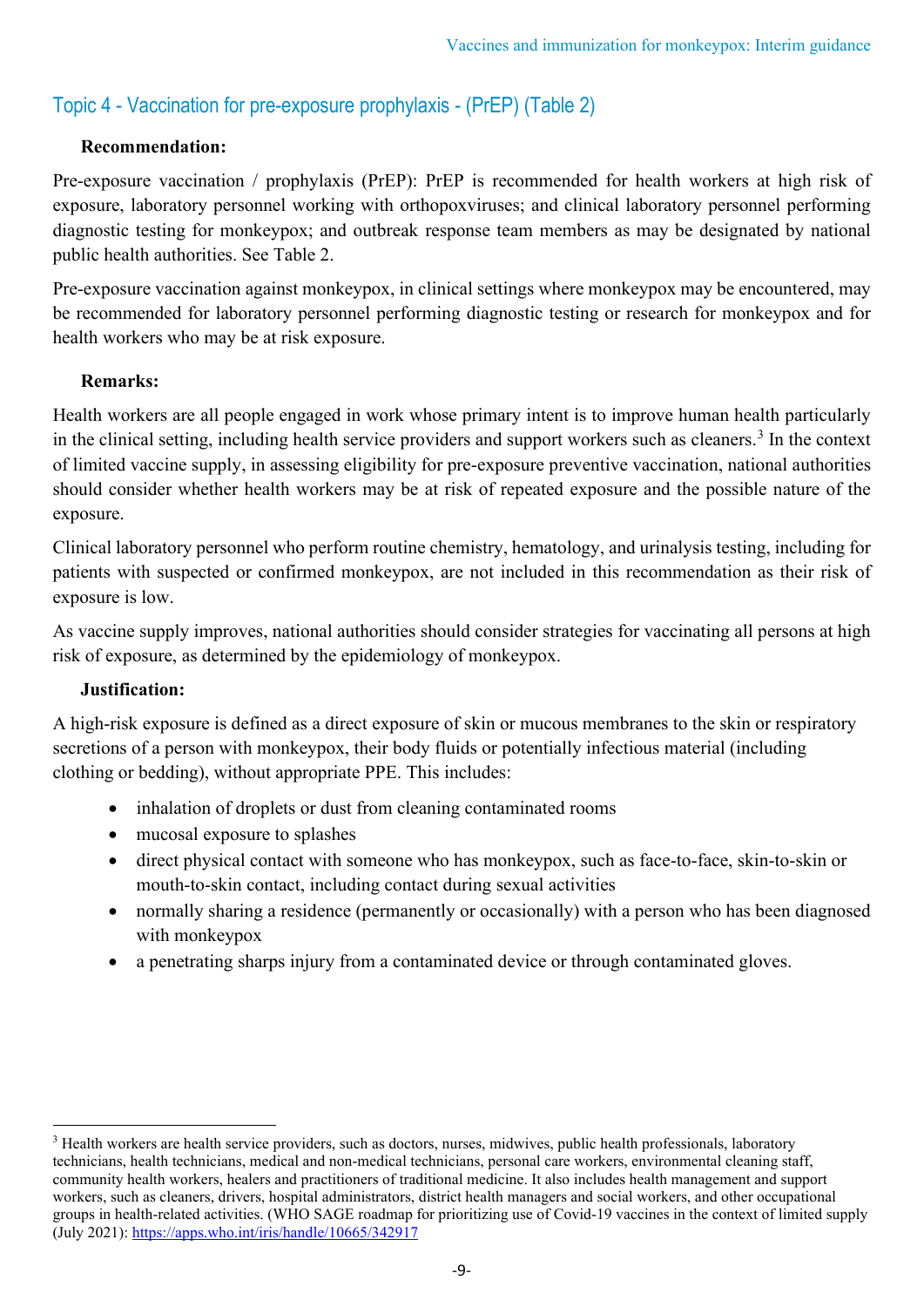## Topic 4 - Vaccination for pre-exposure prophylaxis - (PrEP) (Table 2)

**Recommendation:**

Pre-exposure vaccination / prophylaxis (PrEP): PrEP is recommended for health workers at high risk of exposure, laboratory personnel working with orthopoxviruses; and clinical laboratory personnel performing diagnostic testing for monkeypox; and outbreak response team members as may be designated by national public health authorities. See Table 2.

Pre-exposure vaccination against monkeypox, in clinical settings where monkeypox may be encountered, may be recommended for laboratory personnel performing diagnostic testing or research for monkeypox and for health workers who may be at risk exposure.

**Remarks:**

Health workers are all people engaged in work whose primary intent is to improve human health particularly in the clinical setting, including health service providers and support workers such as cleaners.[3] In the context of limited vaccine supply, in assessing eligibility for pre-exposure preventive vaccination, national authorities should consider whether health workers may be at risk of repeated exposure and the possible nature of the exposure.

Clinical laboratory personnel who perform routine chemistry, hematology, and urinalysis testing, including for patients with suspected or confirmed monkeypox, are not included in this recommendation as their risk of exposure is low.

As vaccine supply improves, national authorities should consider strategies for vaccinating all persons at high risk of exposure, as determined by the epidemiology of monkeypox.

**Justification:**

A high-risk exposure is defined as a direct exposure of skin or mucous membranes to the skin or respiratory secretions of a person with monkeypox, their body fluids or potentially infectious material (including clothing or bedding), without appropriate PPE. This includes:

- inhalation of droplets or dust from cleaning contaminated rooms
- mucosal exposure to splashes
- direct physical contact with someone who has monkeypox, such as face-to-face, skin-to-skin or mouth-to-skin contact, including contact during sexual activities
- normally sharing a residence (permanently or occasionally) with a person who has been diagnosed with monkeypox
- a penetrating sharps injury from a contaminated device or through contaminated gloves.

---

[3] Health workers are health service providers, such as doctors, nurses, midwives, public health professionals, laboratory technicians, health technicians, medical and non-medical technicians, personal care workers, environmental cleaning staff, community health workers, healers and practitioners of traditional medicine. It also includes health management and support workers, such as cleaners, drivers, hospital administrators, district health managers and social workers, and other occupational groups in health-related activities. (WHO SAGE roadmap for prioritizing use of Covid-19 vaccines in the context of limited supply (July 2021): https://apps.who.int/iris/handle/10665/342917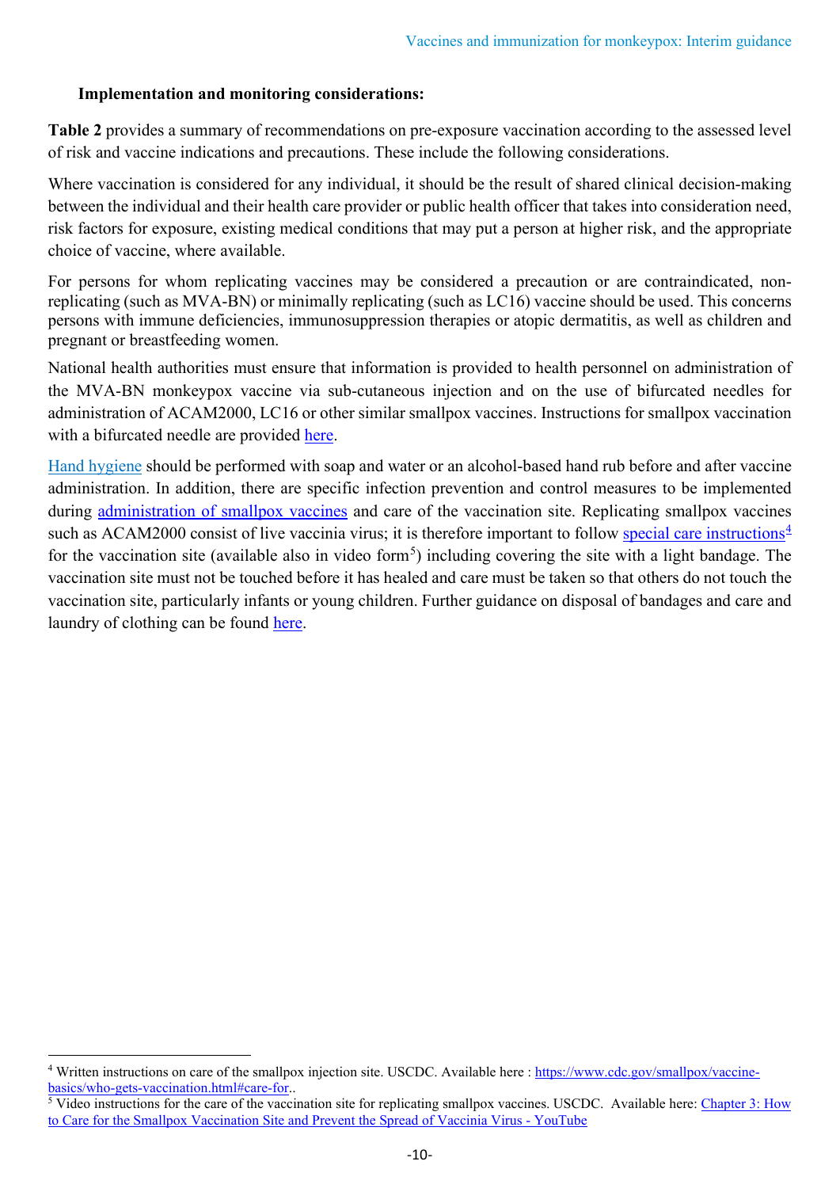**Implementation and monitoring considerations:**

**Table 2** provides a summary of recommendations on pre-exposure vaccination according to the assessed level of risk and vaccine indications and precautions. These include the following considerations.

Where vaccination is considered for any individual, it should be the result of shared clinical decision-making between the individual and their health care provider or public health officer that takes into consideration need, risk factors for exposure, existing medical conditions that may put a person at higher risk, and the appropriate choice of vaccine, where available.

For persons for whom replicating vaccines may be considered a precaution or are contraindicated, non-replicating (such as MVA-BN) or minimally replicating (such as LC16) vaccine should be used. This concerns persons with immune deficiencies, immunosuppression therapies or atopic dermatitis, as well as children and pregnant or breastfeeding women.

National health authorities must ensure that information is provided to health personnel on administration of the MVA-BN monkeypox vaccine via sub-cutaneous injection and on the use of bifurcated needles for administration of ACAM2000, LC16 or other similar smallpox vaccines. Instructions for smallpox vaccination with a bifurcated needle are provided here.

Hand hygiene should be performed with soap and water or an alcohol-based hand rub before and after vaccine administration. In addition, there are specific infection prevention and control measures to be implemented during administration of smallpox vaccines and care of the vaccination site. Replicating smallpox vaccines such as ACAM2000 consist of live vaccinia virus; it is therefore important to follow special care instructions[4] for the vaccination site (available also in video form[5]) including covering the site with a light bandage. The vaccination site must not be touched before it has healed and care must be taken so that others do not touch the vaccination site, particularly infants or young children. Further guidance on disposal of bandages and care and laundry of clothing can be found here.

---

[4] Written instructions on care of the smallpox injection site. USCDC. Available here : https://www.cdc.gov/smallpox/vaccine-basics/who-gets-vaccination.html#care-for..

[5] Video instructions for the care of the vaccination site for replicating smallpox vaccines. USCDC. Available here: Chapter 3: How to Care for the Smallpox Vaccination Site and Prevent the Spread of Vaccinia Virus - YouTube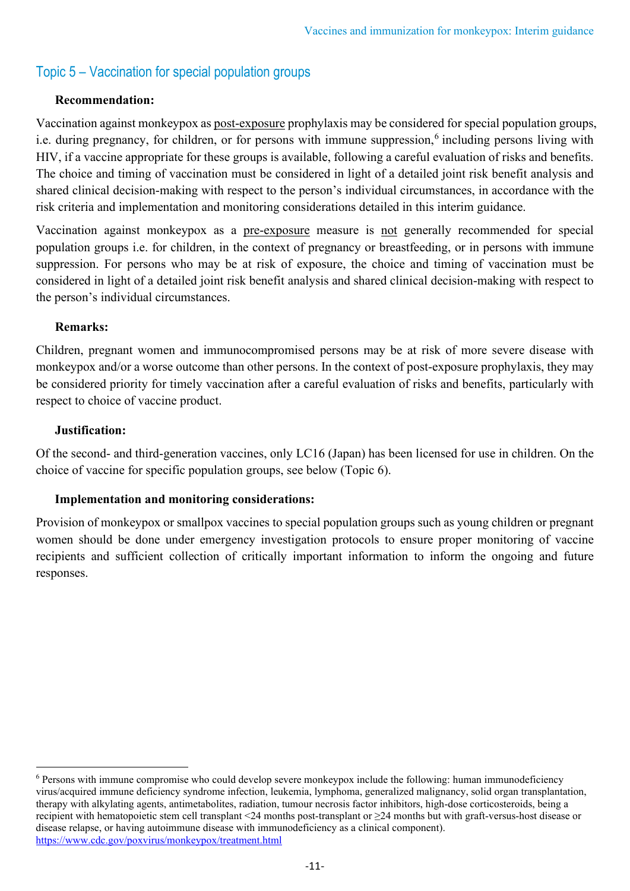## Topic 5 – Vaccination for special population groups

**Recommendation:**

Vaccination against monkeypox as post-exposure prophylaxis may be considered for special population groups, i.e. during pregnancy, for children, or for persons with immune suppression,[6] including persons living with HIV, if a vaccine appropriate for these groups is available, following a careful evaluation of risks and benefits. The choice and timing of vaccination must be considered in light of a detailed joint risk benefit analysis and shared clinical decision-making with respect to the person's individual circumstances, in accordance with the risk criteria and implementation and monitoring considerations detailed in this interim guidance.

Vaccination against monkeypox as a pre-exposure measure is not generally recommended for special population groups i.e. for children, in the context of pregnancy or breastfeeding, or in persons with immune suppression. For persons who may be at risk of exposure, the choice and timing of vaccination must be considered in light of a detailed joint risk benefit analysis and shared clinical decision-making with respect to the person's individual circumstances.

**Remarks:**

Children, pregnant women and immunocompromised persons may be at risk of more severe disease with monkeypox and/or a worse outcome than other persons. In the context of post-exposure prophylaxis, they may be considered priority for timely vaccination after a careful evaluation of risks and benefits, particularly with respect to choice of vaccine product.

**Justification:**

Of the second- and third-generation vaccines, only LC16 (Japan) has been licensed for use in children. On the choice of vaccine for specific population groups, see below (Topic 6).

**Implementation and monitoring considerations:**

Provision of monkeypox or smallpox vaccines to special population groups such as young children or pregnant women should be done under emergency investigation protocols to ensure proper monitoring of vaccine recipients and sufficient collection of critically important information to inform the ongoing and future responses.

---

[6] Persons with immune compromise who could develop severe monkeypox include the following: human immunodeficiency virus/acquired immune deficiency syndrome infection, leukemia, lymphoma, generalized malignancy, solid organ transplantation, therapy with alkylating agents, antimetabolites, radiation, tumour necrosis factor inhibitors, high-dose corticosteroids, being a recipient with hematopoietic stem cell transplant <24 months post-transplant or ≥24 months but with graft-versus-host disease or disease relapse, or having autoimmune disease with immunodeficiency as a clinical component). https://www.cdc.gov/poxvirus/monkeypox/treatment.html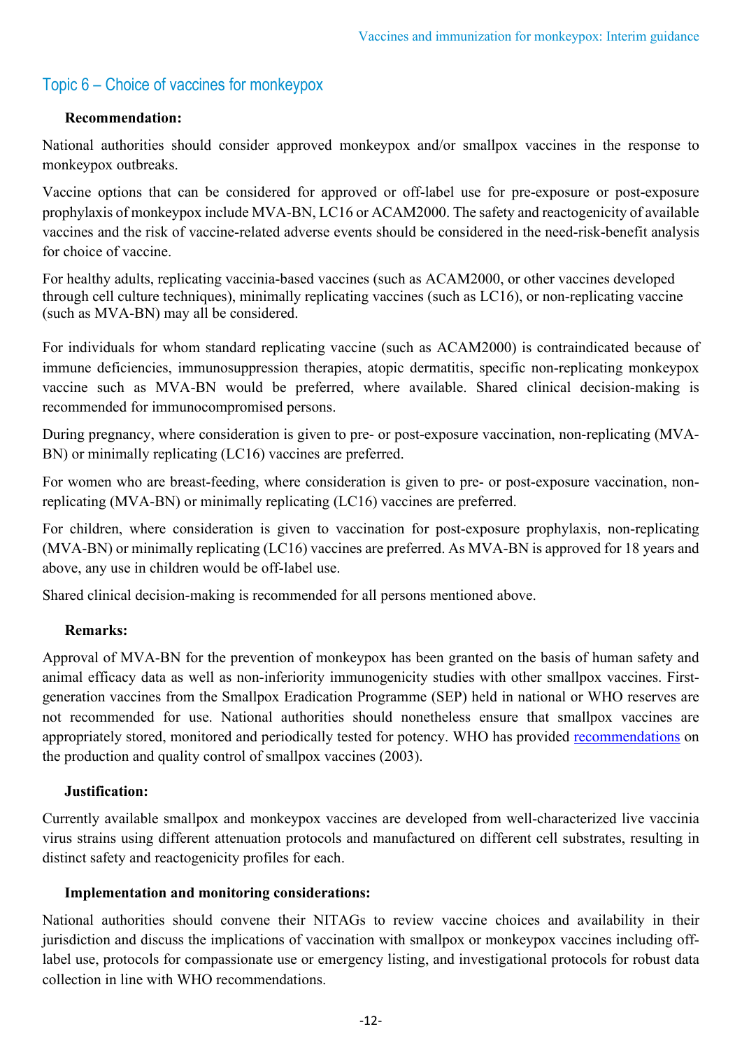## Topic 6 – Choice of vaccines for monkeypox

**Recommendation:**

National authorities should consider approved monkeypox and/or smallpox vaccines in the response to monkeypox outbreaks.

Vaccine options that can be considered for approved or off-label use for pre-exposure or post-exposure prophylaxis of monkeypox include MVA-BN, LC16 or ACAM2000. The safety and reactogenicity of available vaccines and the risk of vaccine-related adverse events should be considered in the need-risk-benefit analysis for choice of vaccine.

For healthy adults, replicating vaccinia-based vaccines (such as ACAM2000, or other vaccines developed through cell culture techniques), minimally replicating vaccines (such as LC16), or non-replicating vaccine (such as MVA-BN) may all be considered.

For individuals for whom standard replicating vaccine (such as ACAM2000) is contraindicated because of immune deficiencies, immunosuppression therapies, atopic dermatitis, specific non-replicating monkeypox vaccine such as MVA-BN would be preferred, where available. Shared clinical decision-making is recommended for immunocompromised persons.

During pregnancy, where consideration is given to pre- or post-exposure vaccination, non-replicating (MVA-BN) or minimally replicating (LC16) vaccines are preferred.

For women who are breast-feeding, where consideration is given to pre- or post-exposure vaccination, non-replicating (MVA-BN) or minimally replicating (LC16) vaccines are preferred.

For children, where consideration is given to vaccination for post-exposure prophylaxis, non-replicating (MVA-BN) or minimally replicating (LC16) vaccines are preferred. As MVA-BN is approved for 18 years and above, any use in children would be off-label use.

Shared clinical decision-making is recommended for all persons mentioned above.

**Remarks:**

Approval of MVA-BN for the prevention of monkeypox has been granted on the basis of human safety and animal efficacy data as well as non-inferiority immunogenicity studies with other smallpox vaccines. First-generation vaccines from the Smallpox Eradication Programme (SEP) held in national or WHO reserves are not recommended for use. National authorities should nonetheless ensure that smallpox vaccines are appropriately stored, monitored and periodically tested for potency. WHO has provided recommendations on the production and quality control of smallpox vaccines (2003).

**Justification:**

Currently available smallpox and monkeypox vaccines are developed from well-characterized live vaccinia virus strains using different attenuation protocols and manufactured on different cell substrates, resulting in distinct safety and reactogenicity profiles for each.

**Implementation and monitoring considerations:**

National authorities should convene their NITAGs to review vaccine choices and availability in their jurisdiction and discuss the implications of vaccination with smallpox or monkeypox vaccines including off-label use, protocols for compassionate use or emergency listing, and investigational protocols for robust data collection in line with WHO recommendations.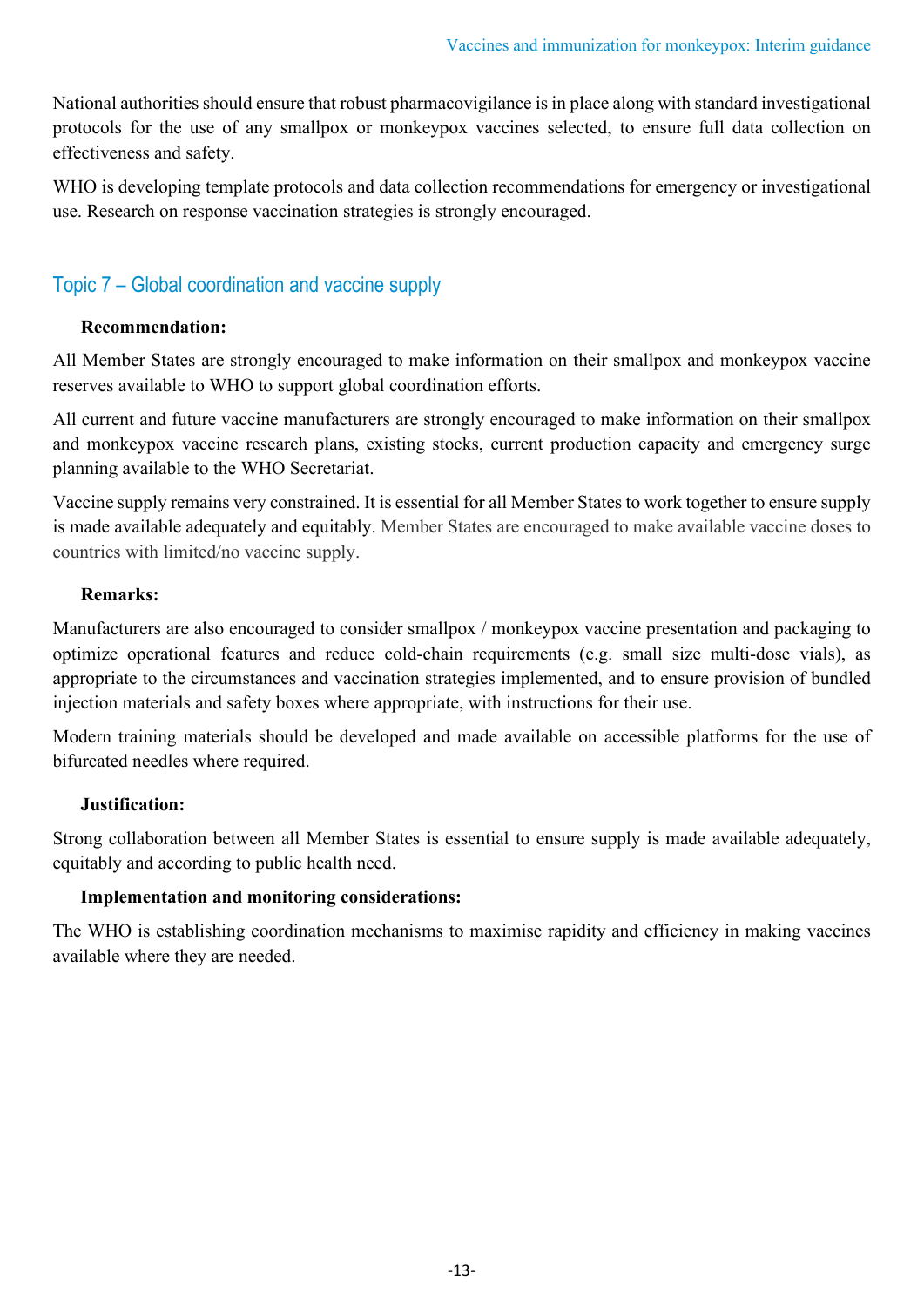National authorities should ensure that robust pharmacovigilance is in place along with standard investigational protocols for the use of any smallpox or monkeypox vaccines selected, to ensure full data collection on effectiveness and safety.

WHO is developing template protocols and data collection recommendations for emergency or investigational use. Research on response vaccination strategies is strongly encouraged.

## Topic 7 – Global coordination and vaccine supply

**Recommendation:**

All Member States are strongly encouraged to make information on their smallpox and monkeypox vaccine reserves available to WHO to support global coordination efforts.

All current and future vaccine manufacturers are strongly encouraged to make information on their smallpox and monkeypox vaccine research plans, existing stocks, current production capacity and emergency surge planning available to the WHO Secretariat.

Vaccine supply remains very constrained. It is essential for all Member States to work together to ensure supply is made available adequately and equitably. Member States are encouraged to make available vaccine doses to countries with limited/no vaccine supply.

**Remarks:**

Manufacturers are also encouraged to consider smallpox / monkeypox vaccine presentation and packaging to optimize operational features and reduce cold-chain requirements (e.g. small size multi-dose vials), as appropriate to the circumstances and vaccination strategies implemented, and to ensure provision of bundled injection materials and safety boxes where appropriate, with instructions for their use.

Modern training materials should be developed and made available on accessible platforms for the use of bifurcated needles where required.

**Justification:**

Strong collaboration between all Member States is essential to ensure supply is made available adequately, equitably and according to public health need.

**Implementation and monitoring considerations:**

The WHO is establishing coordination mechanisms to maximise rapidity and efficiency in making vaccines available where they are needed.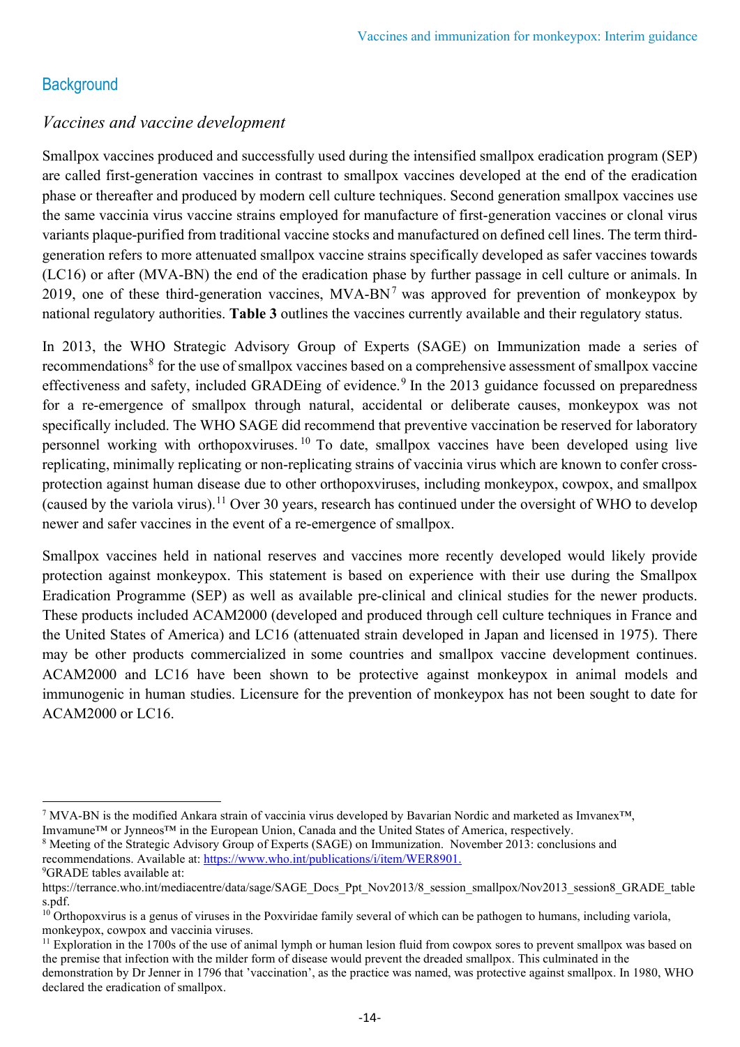## Background

### *Vaccines and vaccine development*

Smallpox vaccines produced and successfully used during the intensified smallpox eradication program (SEP) are called first-generation vaccines in contrast to smallpox vaccines developed at the end of the eradication phase or thereafter and produced by modern cell culture techniques. Second generation smallpox vaccines use the same vaccinia virus vaccine strains employed for manufacture of first-generation vaccines or clonal virus variants plaque-purified from traditional vaccine stocks and manufactured on defined cell lines. The term third-generation refers to more attenuated smallpox vaccine strains specifically developed as safer vaccines towards (LC16) or after (MVA-BN) the end of the eradication phase by further passage in cell culture or animals. In 2019, one of these third-generation vaccines, MVA-BN[7] was approved for prevention of monkeypox by national regulatory authorities. **Table 3** outlines the vaccines currently available and their regulatory status.

In 2013, the WHO Strategic Advisory Group of Experts (SAGE) on Immunization made a series of recommendations[8] for the use of smallpox vaccines based on a comprehensive assessment of smallpox vaccine effectiveness and safety, included GRADEing of evidence.[9] In the 2013 guidance focussed on preparedness for a re-emergence of smallpox through natural, accidental or deliberate causes, monkeypox was not specifically included. The WHO SAGE did recommend that preventive vaccination be reserved for laboratory personnel working with orthopoxviruses.[10] To date, smallpox vaccines have been developed using live replicating, minimally replicating or non-replicating strains of vaccinia virus which are known to confer cross-protection against human disease due to other orthopoxviruses, including monkeypox, cowpox, and smallpox (caused by the variola virus).[11] Over 30 years, research has continued under the oversight of WHO to develop newer and safer vaccines in the event of a re-emergence of smallpox.

Smallpox vaccines held in national reserves and vaccines more recently developed would likely provide protection against monkeypox. This statement is based on experience with their use during the Smallpox Eradication Programme (SEP) as well as available pre-clinical and clinical studies for the newer products. These products included ACAM2000 (developed and produced through cell culture techniques in France and the United States of America) and LC16 (attenuated strain developed in Japan and licensed in 1975). There may be other products commercialized in some countries and smallpox vaccine development continues. ACAM2000 and LC16 have been shown to be protective against monkeypox in animal models and immunogenic in human studies. Licensure for the prevention of monkeypox has not been sought to date for ACAM2000 or LC16.

---

[7] MVA-BN is the modified Ankara strain of vaccinia virus developed by Bavarian Nordic and marketed as Imvanex™, Imvamune™ or Jynneos™ in the European Union, Canada and the United States of America, respectively.

[8] Meeting of the Strategic Advisory Group of Experts (SAGE) on Immunization. November 2013: conclusions and recommendations. Available at: https://www.who.int/publications/i/item/WER8901.

[9] GRADE tables available at: https://terrance.who.int/mediacentre/data/sage/SAGE_Docs_Ppt_Nov2013/8_session_smallpox/Nov2013_session8_GRADE_tables.pdf.

[10] Orthopoxvirus is a genus of viruses in the Poxviridae family several of which can be pathogen to humans, including variola, monkeypox, cowpox and vaccinia viruses.

[11] Exploration in the 1700s of the use of animal lymph or human lesion fluid from cowpox sores to prevent smallpox was based on the premise that infection with the milder form of disease would prevent the dreaded smallpox. This culminated in the demonstration by Dr Jenner in 1796 that 'vaccination', as the practice was named, was protective against smallpox. In 1980, WHO declared the eradication of smallpox.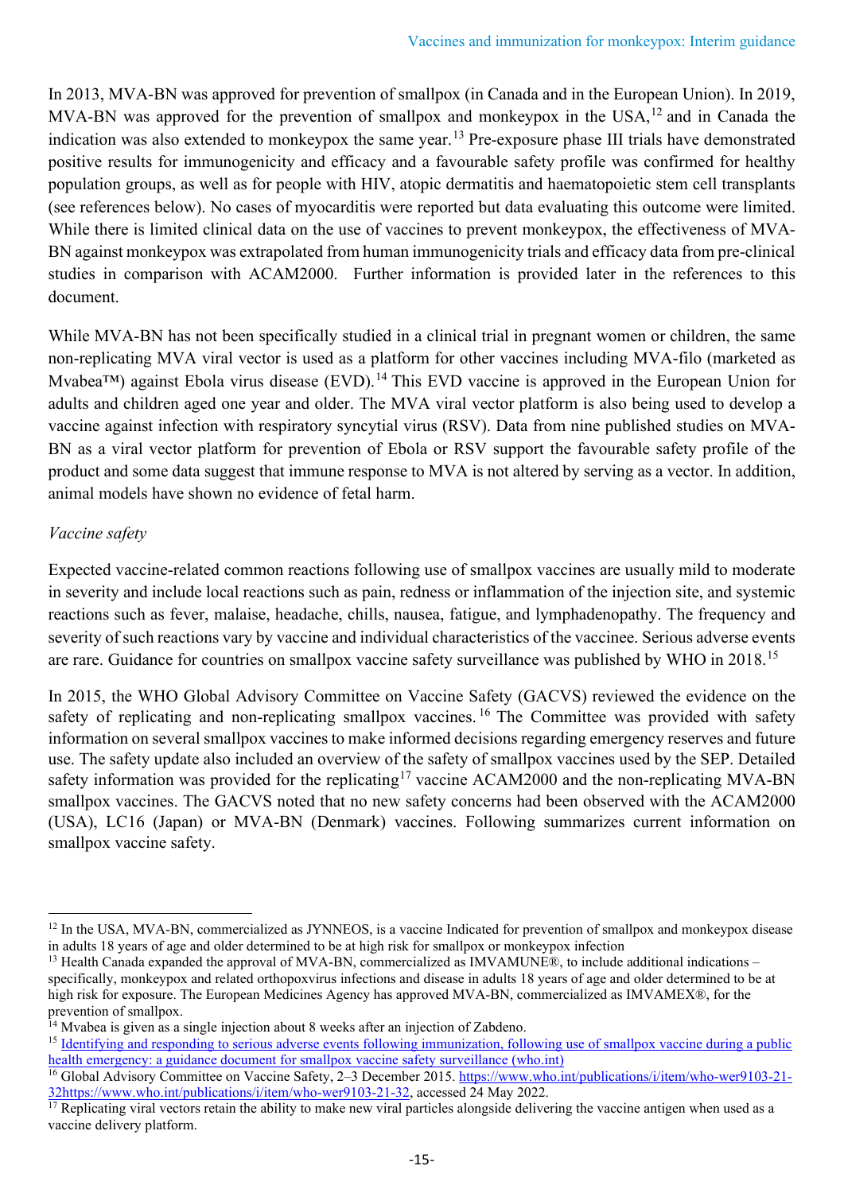In 2013, MVA-BN was approved for prevention of smallpox (in Canada and in the European Union). In 2019, MVA-BN was approved for the prevention of smallpox and monkeypox in the USA,[12] and in Canada the indication was also extended to monkeypox the same year.[13] Pre-exposure phase III trials have demonstrated positive results for immunogenicity and efficacy and a favourable safety profile was confirmed for healthy population groups, as well as for people with HIV, atopic dermatitis and haematopoietic stem cell transplants (see references below). No cases of myocarditis were reported but data evaluating this outcome were limited. While there is limited clinical data on the use of vaccines to prevent monkeypox, the effectiveness of MVA-BN against monkeypox was extrapolated from human immunogenicity trials and efficacy data from pre-clinical studies in comparison with ACAM2000. Further information is provided later in the references to this document.

While MVA-BN has not been specifically studied in a clinical trial in pregnant women or children, the same non-replicating MVA viral vector is used as a platform for other vaccines including MVA-filo (marketed as Mvabea™) against Ebola virus disease (EVD).[14] This EVD vaccine is approved in the European Union for adults and children aged one year and older. The MVA viral vector platform is also being used to develop a vaccine against infection with respiratory syncytial virus (RSV). Data from nine published studies on MVA-BN as a viral vector platform for prevention of Ebola or RSV support the favourable safety profile of the product and some data suggest that immune response to MVA is not altered by serving as a vector. In addition, animal models have shown no evidence of fetal harm.

*Vaccine safety*

Expected vaccine-related common reactions following use of smallpox vaccines are usually mild to moderate in severity and include local reactions such as pain, redness or inflammation of the injection site, and systemic reactions such as fever, malaise, headache, chills, nausea, fatigue, and lymphadenopathy. The frequency and severity of such reactions vary by vaccine and individual characteristics of the vaccinee. Serious adverse events are rare. Guidance for countries on smallpox vaccine safety surveillance was published by WHO in 2018.[15]

In 2015, the WHO Global Advisory Committee on Vaccine Safety (GACVS) reviewed the evidence on the safety of replicating and non-replicating smallpox vaccines.[16] The Committee was provided with safety information on several smallpox vaccines to make informed decisions regarding emergency reserves and future use. The safety update also included an overview of the safety of smallpox vaccines used by the SEP. Detailed safety information was provided for the replicating[17] vaccine ACAM2000 and the non-replicating MVA-BN smallpox vaccines. The GACVS noted that no new safety concerns had been observed with the ACAM2000 (USA), LC16 (Japan) or MVA-BN (Denmark) vaccines. Following summarizes current information on smallpox vaccine safety.

---

[12] In the USA, MVA-BN, commercialized as JYNNEOS, is a vaccine Indicated for prevention of smallpox and monkeypox disease in adults 18 years of age and older determined to be at high risk for smallpox or monkeypox infection

[13] Health Canada expanded the approval of MVA-BN, commercialized as IMVAMUNE®, to include additional indications – specifically, monkeypox and related orthopoxvirus infections and disease in adults 18 years of age and older determined to be at high risk for exposure. The European Medicines Agency has approved MVA-BN, commercialized as IMVAMEX®, for the prevention of smallpox.

[14] Mvabea is given as a single injection about 8 weeks after an injection of Zabdeno.

[15] [Identifying and responding to serious adverse events following immunization, following use of smallpox vaccine during a public health emergency: a guidance document for smallpox vaccine safety surveillance (who.int)](#)

[16] Global Advisory Committee on Vaccine Safety, 2–3 December 2015. https://www.who.int/publications/i/item/who-wer9103-21-32https://www.who.int/publications/i/item/who-wer9103-21-32, accessed 24 May 2022.

[17] Replicating viral vectors retain the ability to make new viral particles alongside delivering the vaccine antigen when used as a vaccine delivery platform.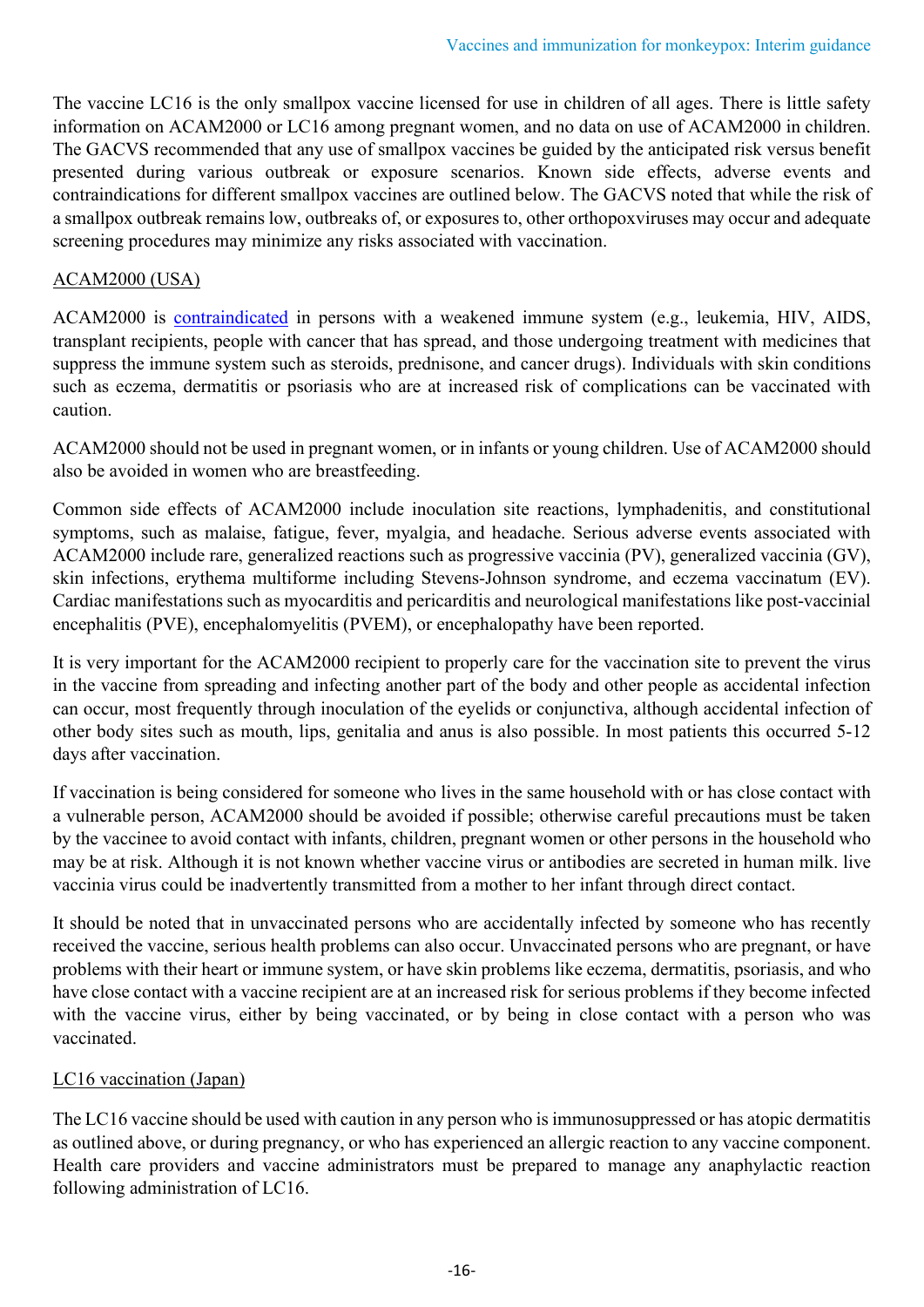The vaccine LC16 is the only smallpox vaccine licensed for use in children of all ages. There is little safety information on ACAM2000 or LC16 among pregnant women, and no data on use of ACAM2000 in children. The GACVS recommended that any use of smallpox vaccines be guided by the anticipated risk versus benefit presented during various outbreak or exposure scenarios. Known side effects, adverse events and contraindications for different smallpox vaccines are outlined below. The GACVS noted that while the risk of a smallpox outbreak remains low, outbreaks of, or exposures to, other orthopoxviruses may occur and adequate screening procedures may minimize any risks associated with vaccination.

<u>ACAM2000 (USA)</u>

ACAM2000 is contraindicated in persons with a weakened immune system (e.g., leukemia, HIV, AIDS, transplant recipients, people with cancer that has spread, and those undergoing treatment with medicines that suppress the immune system such as steroids, prednisone, and cancer drugs). Individuals with skin conditions such as eczema, dermatitis or psoriasis who are at increased risk of complications can be vaccinated with caution.

ACAM2000 should not be used in pregnant women, or in infants or young children. Use of ACAM2000 should also be avoided in women who are breastfeeding.

Common side effects of ACAM2000 include inoculation site reactions, lymphadenitis, and constitutional symptoms, such as malaise, fatigue, fever, myalgia, and headache. Serious adverse events associated with ACAM2000 include rare, generalized reactions such as progressive vaccinia (PV), generalized vaccinia (GV), skin infections, erythema multiforme including Stevens-Johnson syndrome, and eczema vaccinatum (EV). Cardiac manifestations such as myocarditis and pericarditis and neurological manifestations like post-vaccinial encephalitis (PVE), encephalomyelitis (PVEM), or encephalopathy have been reported.

It is very important for the ACAM2000 recipient to properly care for the vaccination site to prevent the virus in the vaccine from spreading and infecting another part of the body and other people as accidental infection can occur, most frequently through inoculation of the eyelids or conjunctiva, although accidental infection of other body sites such as mouth, lips, genitalia and anus is also possible. In most patients this occurred 5-12 days after vaccination.

If vaccination is being considered for someone who lives in the same household with or has close contact with a vulnerable person, ACAM2000 should be avoided if possible; otherwise careful precautions must be taken by the vaccinee to avoid contact with infants, children, pregnant women or other persons in the household who may be at risk. Although it is not known whether vaccine virus or antibodies are secreted in human milk. live vaccinia virus could be inadvertently transmitted from a mother to her infant through direct contact.

It should be noted that in unvaccinated persons who are accidentally infected by someone who has recently received the vaccine, serious health problems can also occur. Unvaccinated persons who are pregnant, or have problems with their heart or immune system, or have skin problems like eczema, dermatitis, psoriasis, and who have close contact with a vaccine recipient are at an increased risk for serious problems if they become infected with the vaccine virus, either by being vaccinated, or by being in close contact with a person who was vaccinated.

<u>LC16 vaccination (Japan)</u>

The LC16 vaccine should be used with caution in any person who is immunosuppressed or has atopic dermatitis as outlined above, or during pregnancy, or who has experienced an allergic reaction to any vaccine component. Health care providers and vaccine administrators must be prepared to manage any anaphylactic reaction following administration of LC16.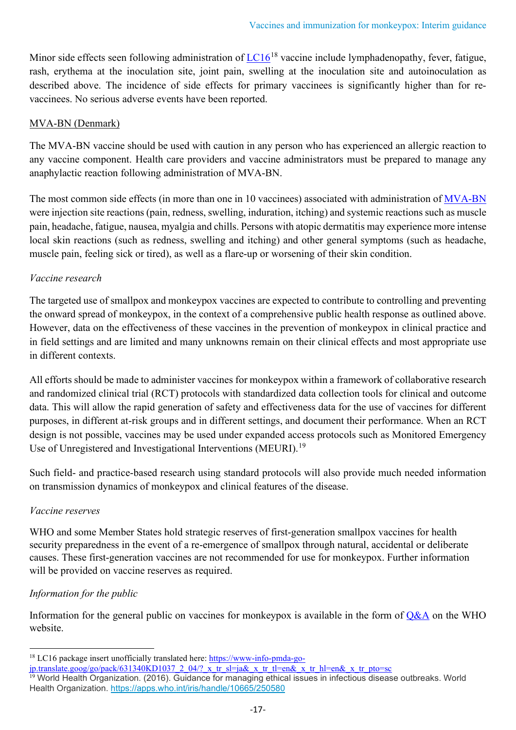Minor side effects seen following administration of LC16[18] vaccine include lymphadenopathy, fever, fatigue, rash, erythema at the inoculation site, joint pain, swelling at the inoculation site and autoinoculation as described above. The incidence of side effects for primary vaccinees is significantly higher than for re-vaccinees. No serious adverse events have been reported.

MVA-BN (Denmark)

The MVA-BN vaccine should be used with caution in any person who has experienced an allergic reaction to any vaccine component. Health care providers and vaccine administrators must be prepared to manage any anaphylactic reaction following administration of MVA-BN.

The most common side effects (in more than one in 10 vaccinees) associated with administration of MVA-BN were injection site reactions (pain, redness, swelling, induration, itching) and systemic reactions such as muscle pain, headache, fatigue, nausea, myalgia and chills. Persons with atopic dermatitis may experience more intense local skin reactions (such as redness, swelling and itching) and other general symptoms (such as headache, muscle pain, feeling sick or tired), as well as a flare-up or worsening of their skin condition.

*Vaccine research*

The targeted use of smallpox and monkeypox vaccines are expected to contribute to controlling and preventing the onward spread of monkeypox, in the context of a comprehensive public health response as outlined above. However, data on the effectiveness of these vaccines in the prevention of monkeypox in clinical practice and in field settings and are limited and many unknowns remain on their clinical effects and most appropriate use in different contexts.

All efforts should be made to administer vaccines for monkeypox within a framework of collaborative research and randomized clinical trial (RCT) protocols with standardized data collection tools for clinical and outcome data. This will allow the rapid generation of safety and effectiveness data for the use of vaccines for different purposes, in different at-risk groups and in different settings, and document their performance. When an RCT design is not possible, vaccines may be used under expanded access protocols such as Monitored Emergency Use of Unregistered and Investigational Interventions (MEURI).[19]

Such field- and practice-based research using standard protocols will also provide much needed information on transmission dynamics of monkeypox and clinical features of the disease.

*Vaccine reserves*

WHO and some Member States hold strategic reserves of first-generation smallpox vaccines for health security preparedness in the event of a re-emergence of smallpox through natural, accidental or deliberate causes. These first-generation vaccines are not recommended for use for monkeypox. Further information will be provided on vaccine reserves as required.

*Information for the public*

Information for the general public on vaccines for monkeypox is available in the form of Q&A on the WHO website.

---

[18] LC16 package insert unofficially translated here: https://www-info-pmda-go-jp.translate.goog/go/pack/631340KD1037_2_04/?_x_tr_sl=ja&_x_tr_tl=en&_x_tr_hl=en&_x_tr_pto=sc

[19] World Health Organization. (2016). Guidance for managing ethical issues in infectious disease outbreaks. World Health Organization. https://apps.who.int/iris/handle/10665/250580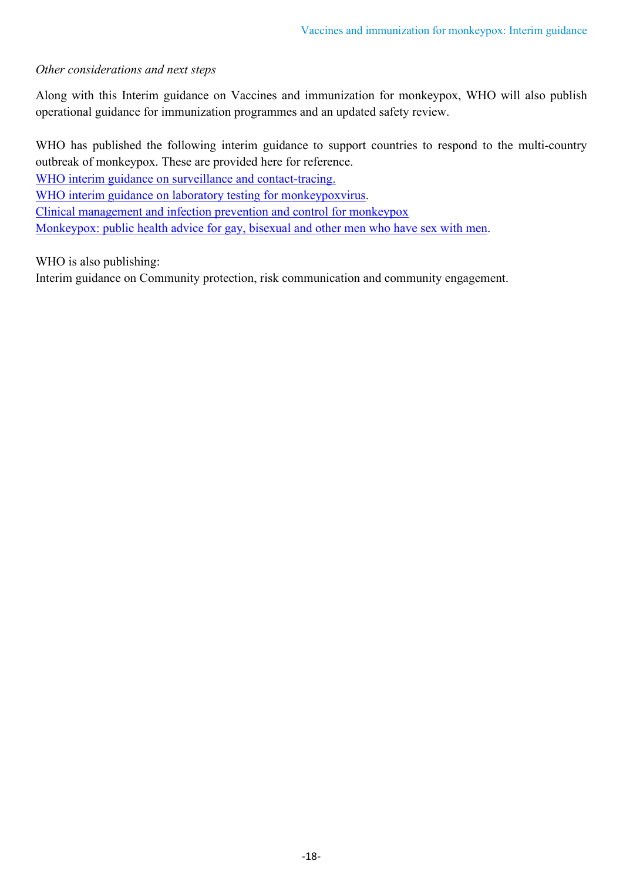*Other considerations and next steps*

Along with this Interim guidance on Vaccines and immunization for monkeypox, WHO will also publish operational guidance for immunization programmes and an updated safety review.

WHO has published the following interim guidance to support countries to respond to the multi-country outbreak of monkeypox. These are provided here for reference.
WHO interim guidance on surveillance and contact-tracing.
WHO interim guidance on laboratory testing for monkeypoxvirus.
Clinical management and infection prevention and control for monkeypox
Monkeypox: public health advice for gay, bisexual and other men who have sex with men.

WHO is also publishing:
Interim guidance on Community protection, risk communication and community engagement.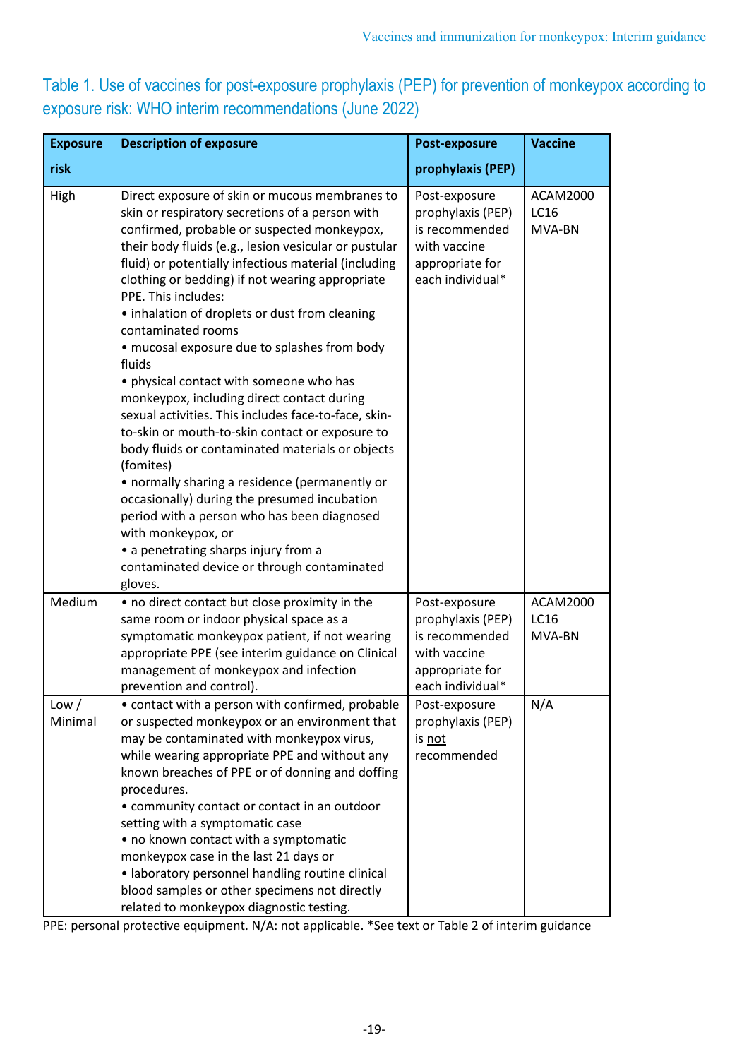Table 1. Use of vaccines for post-exposure prophylaxis (PEP) for prevention of monkeypox according to exposure risk: WHO interim recommendations (June 2022)

| Exposure risk | Description of exposure | Post-exposure prophylaxis (PEP) | Vaccine |
|---|---|---|---|
| High | Direct exposure of skin or mucous membranes to skin or respiratory secretions of a person with confirmed, probable or suspected monkeypox, their body fluids (e.g., lesion vesicular or pustular fluid) or potentially infectious material (including clothing or bedding) if not wearing appropriate PPE. This includes:<br>• inhalation of droplets or dust from cleaning contaminated rooms<br>• mucosal exposure due to splashes from body fluids<br>• physical contact with someone who has monkeypox, including direct contact during sexual activities. This includes face-to-face, skin-to-skin or mouth-to-skin contact or exposure to body fluids or contaminated materials or objects (fomites)<br>• normally sharing a residence (permanently or occasionally) during the presumed incubation period with a person who has been diagnosed with monkeypox, or<br>• a penetrating sharps injury from a contaminated device or through contaminated gloves. | Post-exposure prophylaxis (PEP) is recommended with vaccine appropriate for each individual* | ACAM2000<br>LC16<br>MVA-BN |
| Medium | • no direct contact but close proximity in the same room or indoor physical space as a symptomatic monkeypox patient, if not wearing appropriate PPE (see interim guidance on Clinical management of monkeypox and infection prevention and control). | Post-exposure prophylaxis (PEP) is recommended with vaccine appropriate for each individual* | ACAM2000<br>LC16<br>MVA-BN |
| Low / Minimal | • contact with a person with confirmed, probable or suspected monkeypox or an environment that may be contaminated with monkeypox virus, while wearing appropriate PPE and without any known breaches of PPE or of donning and doffing procedures.<br>• community contact or contact in an outdoor setting with a symptomatic case<br>• no known contact with a symptomatic monkeypox case in the last 21 days or<br>• laboratory personnel handling routine clinical blood samples or other specimens not directly related to monkeypox diagnostic testing. | Post-exposure prophylaxis (PEP) is not recommended | N/A |

PPE: personal protective equipment. N/A: not applicable. *See text or Table 2 of interim guidance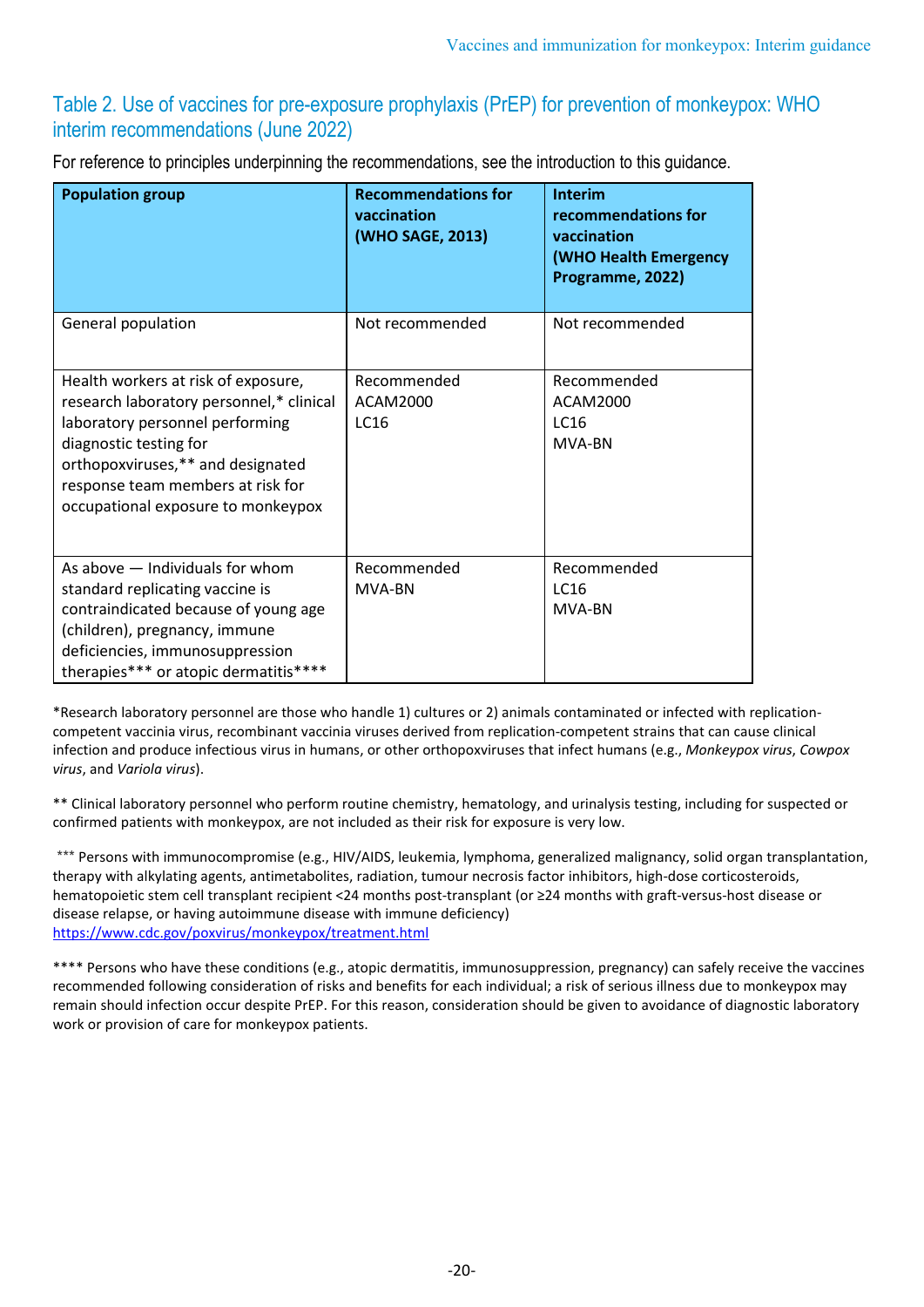## Table 2. Use of vaccines for pre-exposure prophylaxis (PrEP) for prevention of monkeypox: WHO interim recommendations (June 2022)

For reference to principles underpinning the recommendations, see the introduction to this guidance.

| Population group | Recommendations for vaccination (WHO SAGE, 2013) | Interim recommendations for vaccination (WHO Health Emergency Programme, 2022) |
|---|---|---|
| General population | Not recommended | Not recommended |
| Health workers at risk of exposure, research laboratory personnel,* clinical laboratory personnel performing diagnostic testing for orthopoxviruses,** and designated response team members at risk for occupational exposure to monkeypox | Recommended<br>ACAM2000<br>LC16 | Recommended<br>ACAM2000<br>LC16<br>MVA-BN |
| As above — Individuals for whom standard replicating vaccine is contraindicated because of young age (children), pregnancy, immune deficiencies, immunosuppression therapies*** or atopic dermatitis**** | Recommended<br>MVA-BN | Recommended<br>LC16<br>MVA-BN |

*Research laboratory personnel are those who handle 1) cultures or 2) animals contaminated or infected with replication-competent vaccinia virus, recombinant vaccinia viruses derived from replication-competent strains that can cause clinical infection and produce infectious virus in humans, or other orthopoxviruses that infect humans (e.g., *Monkeypox virus*, *Cowpox virus*, and *Variola virus*).

** Clinical laboratory personnel who perform routine chemistry, hematology, and urinalysis testing, including for suspected or confirmed patients with monkeypox, are not included as their risk for exposure is very low.

*** Persons with immunocompromise (e.g., HIV/AIDS, leukemia, lymphoma, generalized malignancy, solid organ transplantation, therapy with alkylating agents, antimetabolites, radiation, tumour necrosis factor inhibitors, high-dose corticosteroids, hematopoietic stem cell transplant recipient <24 months post-transplant (or ≥24 months with graft-versus-host disease or disease relapse, or having autoimmune disease with immune deficiency) https://www.cdc.gov/poxvirus/monkeypox/treatment.html

**** Persons who have these conditions (e.g., atopic dermatitis, immunosuppression, pregnancy) can safely receive the vaccines recommended following consideration of risks and benefits for each individual; a risk of serious illness due to monkeypox may remain should infection occur despite PrEP. For this reason, consideration should be given to avoidance of diagnostic laboratory work or provision of care for monkeypox patients.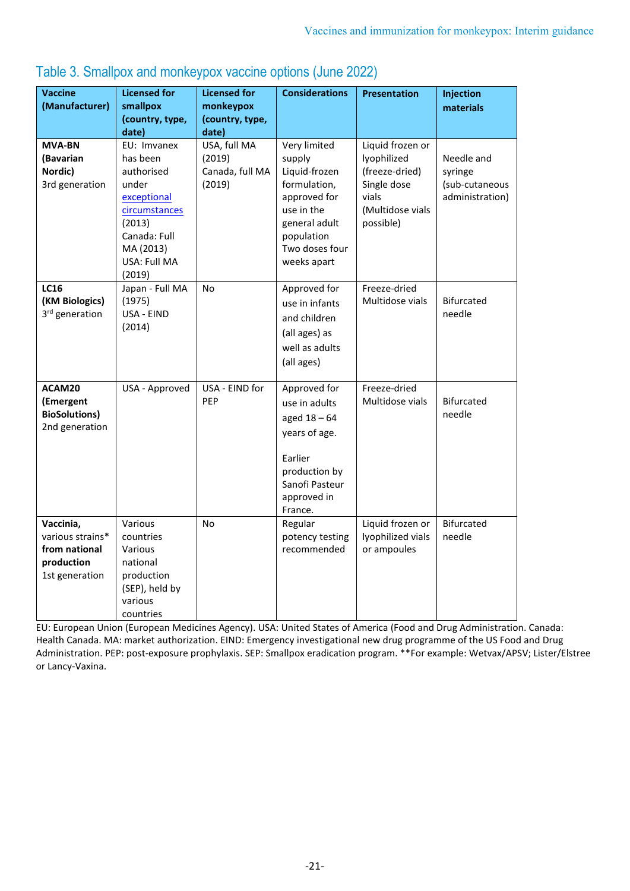## Table 3. Smallpox and monkeypox vaccine options (June 2022)

| Vaccine (Manufacturer) | Licensed for smallpox (country, type, date) | Licensed for monkeypox (country, type, date) | Considerations | Presentation | Injection materials |
|---|---|---|---|---|---|
| **MVA-BN (Bavarian Nordic)** 3rd generation | EU: Imvanex has been authorised under exceptional circumstances (2013) Canada: Full MA (2013) USA: Full MA (2019) | USA, full MA (2019) Canada, full MA (2019) | Very limited supply Liquid-frozen formulation, approved for use in the general adult population Two doses four weeks apart | Liquid frozen or lyophilized (freeze-dried) Single dose vials (Multidose vials possible) | Needle and syringe (sub-cutaneous administration) |
| **LC16 (KM Biologics)** 3rd generation | Japan - Full MA (1975) USA - EIND (2014) | No | Approved for use in infants and children (all ages) as well as adults (all ages) | Freeze-dried Multidose vials | Bifurcated needle |
| **ACAM20 (Emergent BioSolutions)** 2nd generation | USA - Approved | USA - EIND for PEP | Approved for use in adults aged 18 – 64 years of age. Earlier production by Sanofi Pasteur approved in France. | Freeze-dried Multidose vials | Bifurcated needle |
| **Vaccinia,** various strains* **from national production** 1st generation | Various countries Various national production (SEP), held by various countries | No | Regular potency testing recommended | Liquid frozen or lyophilized vials or ampoules | Bifurcated needle |

EU: European Union (European Medicines Agency). USA: United States of America (Food and Drug Administration. Canada: Health Canada. MA: market authorization. EIND: Emergency investigational new drug programme of the US Food and Drug Administration. PEP: post-exposure prophylaxis. SEP: Smallpox eradication program. **For example: Wetvax/APSV; Lister/Elstree or Lancy-Vaxina.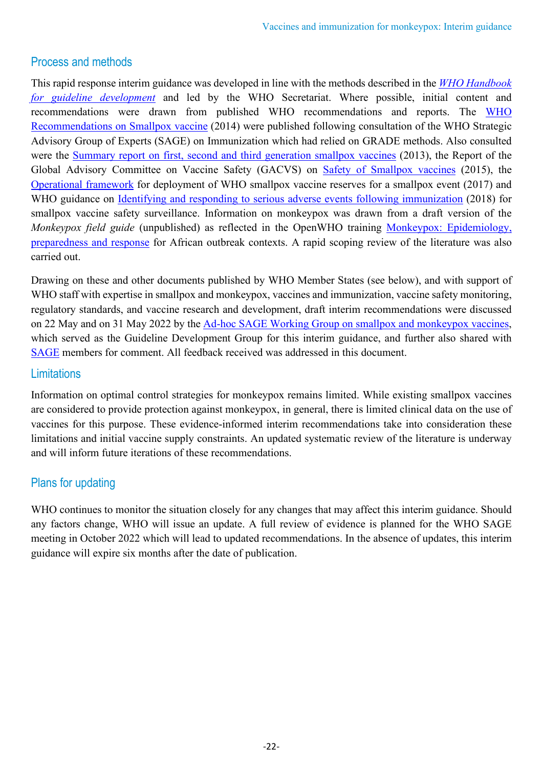## Process and methods

This rapid response interim guidance was developed in line with the methods described in the *WHO Handbook for guideline development* and led by the WHO Secretariat. Where possible, initial content and recommendations were drawn from published WHO recommendations and reports. The WHO Recommendations on Smallpox vaccine (2014) were published following consultation of the WHO Strategic Advisory Group of Experts (SAGE) on Immunization which had relied on GRADE methods. Also consulted were the Summary report on first, second and third generation smallpox vaccines (2013), the Report of the Global Advisory Committee on Vaccine Safety (GACVS) on Safety of Smallpox vaccines (2015), the Operational framework for deployment of WHO smallpox vaccine reserves for a smallpox event (2017) and WHO guidance on Identifying and responding to serious adverse events following immunization (2018) for smallpox vaccine safety surveillance. Information on monkeypox was drawn from a draft version of the *Monkeypox field guide* (unpublished) as reflected in the OpenWHO training Monkeypox: Epidemiology, preparedness and response for African outbreak contexts. A rapid scoping review of the literature was also carried out.

Drawing on these and other documents published by WHO Member States (see below), and with support of WHO staff with expertise in smallpox and monkeypox, vaccines and immunization, vaccine safety monitoring, regulatory standards, and vaccine research and development, draft interim recommendations were discussed on 22 May and on 31 May 2022 by the Ad-hoc SAGE Working Group on smallpox and monkeypox vaccines, which served as the Guideline Development Group for this interim guidance, and further also shared with SAGE members for comment. All feedback received was addressed in this document.

## Limitations

Information on optimal control strategies for monkeypox remains limited. While existing smallpox vaccines are considered to provide protection against monkeypox, in general, there is limited clinical data on the use of vaccines for this purpose. These evidence-informed interim recommendations take into consideration these limitations and initial vaccine supply constraints. An updated systematic review of the literature is underway and will inform future iterations of these recommendations.

## Plans for updating

WHO continues to monitor the situation closely for any changes that may affect this interim guidance. Should any factors change, WHO will issue an update. A full review of evidence is planned for the WHO SAGE meeting in October 2022 which will lead to updated recommendations. In the absence of updates, this interim guidance will expire six months after the date of publication.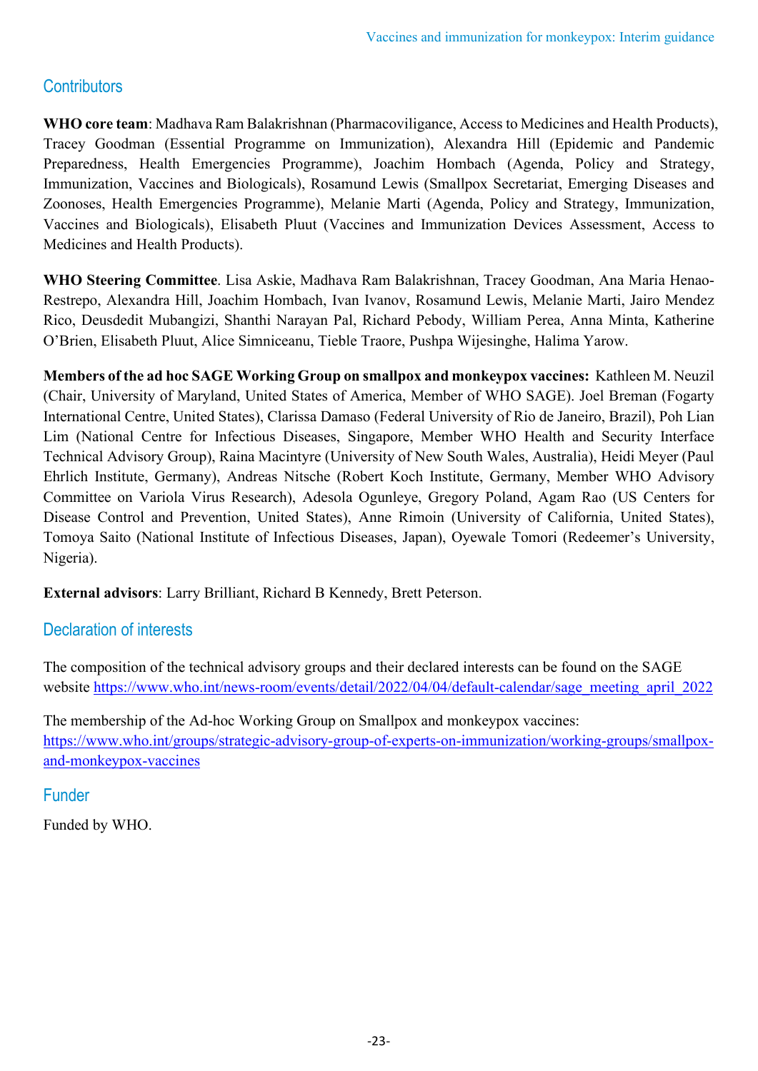## Contributors

**WHO core team**: Madhava Ram Balakrishnan (Pharmacoviligance, Access to Medicines and Health Products), Tracey Goodman (Essential Programme on Immunization), Alexandra Hill (Epidemic and Pandemic Preparedness, Health Emergencies Programme), Joachim Hombach (Agenda, Policy and Strategy, Immunization, Vaccines and Biologicals), Rosamund Lewis (Smallpox Secretariat, Emerging Diseases and Zoonoses, Health Emergencies Programme), Melanie Marti (Agenda, Policy and Strategy, Immunization, Vaccines and Biologicals), Elisabeth Pluut (Vaccines and Immunization Devices Assessment, Access to Medicines and Health Products).

**WHO Steering Committee**. Lisa Askie, Madhava Ram Balakrishnan, Tracey Goodman, Ana Maria Henao-Restrepo, Alexandra Hill, Joachim Hombach, Ivan Ivanov, Rosamund Lewis, Melanie Marti, Jairo Mendez Rico, Deusdedit Mubangizi, Shanthi Narayan Pal, Richard Pebody, William Perea, Anna Minta, Katherine O'Brien, Elisabeth Pluut, Alice Simniceanu, Tieble Traore, Pushpa Wijesinghe, Halima Yarow.

**Members of the ad hoc SAGE Working Group on smallpox and monkeypox vaccines:** Kathleen M. Neuzil (Chair, University of Maryland, United States of America, Member of WHO SAGE). Joel Breman (Fogarty International Centre, United States), Clarissa Damaso (Federal University of Rio de Janeiro, Brazil), Poh Lian Lim (National Centre for Infectious Diseases, Singapore, Member WHO Health and Security Interface Technical Advisory Group), Raina Macintyre (University of New South Wales, Australia), Heidi Meyer (Paul Ehrlich Institute, Germany), Andreas Nitsche (Robert Koch Institute, Germany, Member WHO Advisory Committee on Variola Virus Research), Adesola Ogunleye, Gregory Poland, Agam Rao (US Centers for Disease Control and Prevention, United States), Anne Rimoin (University of California, United States), Tomoya Saito (National Institute of Infectious Diseases, Japan), Oyewale Tomori (Redeemer's University, Nigeria).

**External advisors**: Larry Brilliant, Richard B Kennedy, Brett Peterson.

## Declaration of interests

The composition of the technical advisory groups and their declared interests can be found on the SAGE website https://www.who.int/news-room/events/detail/2022/04/04/default-calendar/sage_meeting_april_2022

The membership of the Ad-hoc Working Group on Smallpox and monkeypox vaccines: https://www.who.int/groups/strategic-advisory-group-of-experts-on-immunization/working-groups/smallpox-and-monkeypox-vaccines

## Funder

Funded by WHO.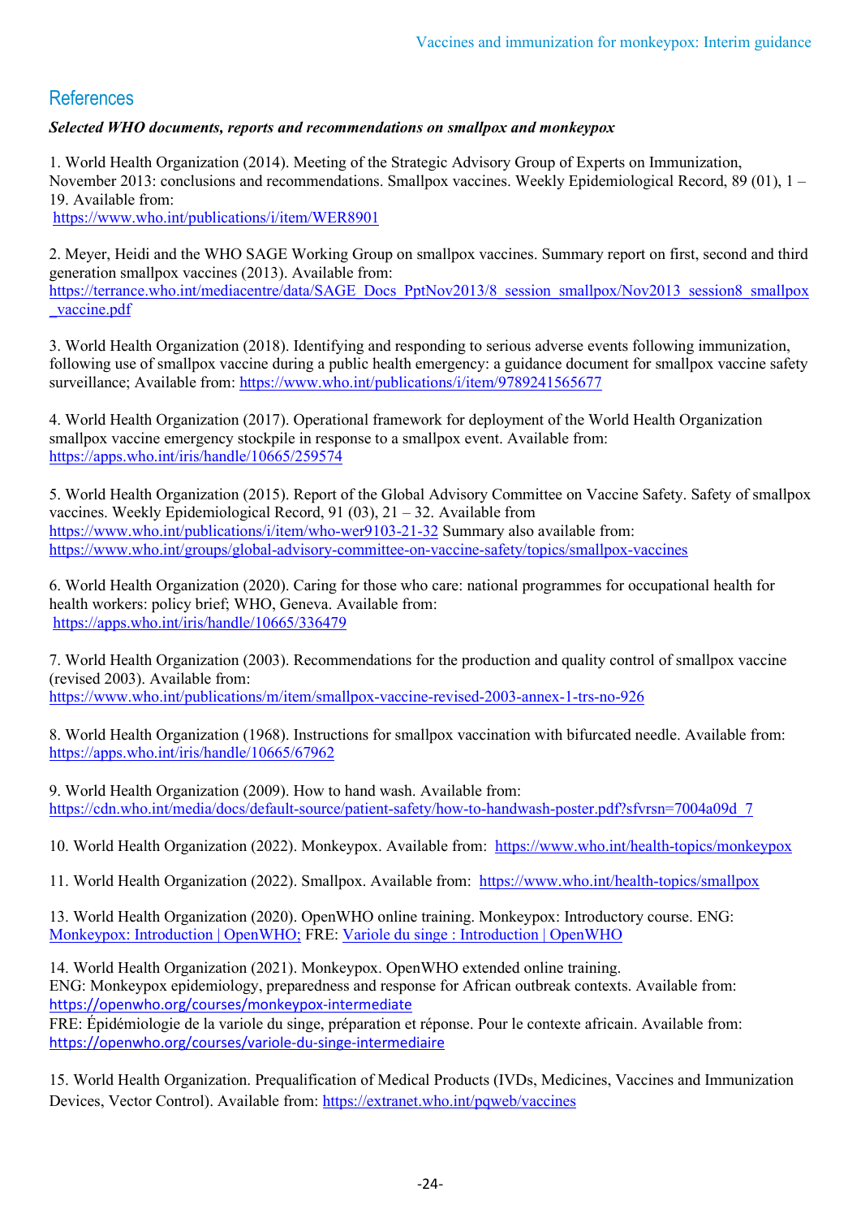## References

***Selected WHO documents, reports and recommendations on smallpox and monkeypox***

1. World Health Organization (2014). Meeting of the Strategic Advisory Group of Experts on Immunization, November 2013: conclusions and recommendations. Smallpox vaccines. Weekly Epidemiological Record, 89 (01), 1 – 19. Available from: https://www.who.int/publications/i/item/WER8901

2. Meyer, Heidi and the WHO SAGE Working Group on smallpox vaccines. Summary report on first, second and third generation smallpox vaccines (2013). Available from: https://terrance.who.int/mediacentre/data/SAGE_Docs_PptNov2013/8_session_smallpox/Nov2013_session8_smallpox_vaccine.pdf

3. World Health Organization (2018). Identifying and responding to serious adverse events following immunization, following use of smallpox vaccine during a public health emergency: a guidance document for smallpox vaccine safety surveillance; Available from: https://www.who.int/publications/i/item/9789241565677

4. World Health Organization (2017). Operational framework for deployment of the World Health Organization smallpox vaccine emergency stockpile in response to a smallpox event. Available from: https://apps.who.int/iris/handle/10665/259574

5. World Health Organization (2015). Report of the Global Advisory Committee on Vaccine Safety. Safety of smallpox vaccines. Weekly Epidemiological Record, 91 (03), 21 – 32. Available from https://www.who.int/publications/i/item/who-wer9103-21-32 Summary also available from: https://www.who.int/groups/global-advisory-committee-on-vaccine-safety/topics/smallpox-vaccines

6. World Health Organization (2020). Caring for those who care: national programmes for occupational health for health workers: policy brief; WHO, Geneva. Available from: https://apps.who.int/iris/handle/10665/336479

7. World Health Organization (2003). Recommendations for the production and quality control of smallpox vaccine (revised 2003). Available from: https://www.who.int/publications/m/item/smallpox-vaccine-revised-2003-annex-1-trs-no-926

8. World Health Organization (1968). Instructions for smallpox vaccination with bifurcated needle. Available from: https://apps.who.int/iris/handle/10665/67962

9. World Health Organization (2009). How to hand wash. Available from: https://cdn.who.int/media/docs/default-source/patient-safety/how-to-handwash-poster.pdf?sfvrsn=7004a09d_7

10. World Health Organization (2022). Monkeypox. Available from: https://www.who.int/health-topics/monkeypox

11. World Health Organization (2022). Smallpox. Available from: https://www.who.int/health-topics/smallpox

13. World Health Organization (2020). OpenWHO online training. Monkeypox: Introductory course. ENG: Monkeypox: Introduction | OpenWHO; FRE: Variole du singe : Introduction | OpenWHO

14. World Health Organization (2021). Monkeypox. OpenWHO extended online training.
ENG: Monkeypox epidemiology, preparedness and response for African outbreak contexts. Available from: https://openwho.org/courses/monkeypox-intermediate
FRE: Épidémiologie de la variole du singe, préparation et réponse. Pour le contexte africain. Available from: https://openwho.org/courses/variole-du-singe-intermediaire

15. World Health Organization. Prequalification of Medical Products (IVDs, Medicines, Vaccines and Immunization Devices, Vector Control). Available from: https://extranet.who.int/pqweb/vaccines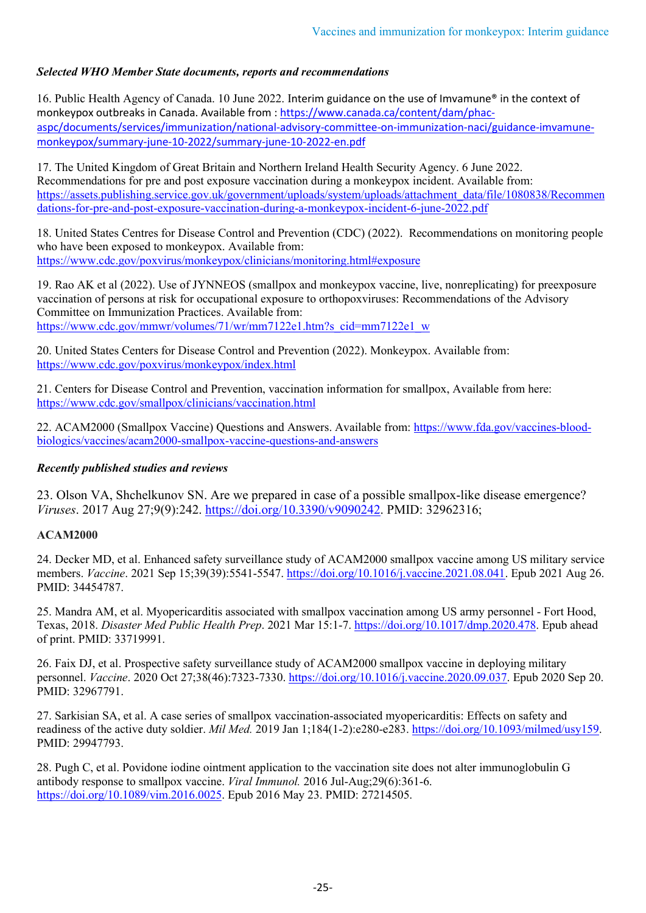### *Selected WHO Member State documents, reports and recommendations*

16. Public Health Agency of Canada. 10 June 2022. Interim guidance on the use of Imvamune® in the context of monkeypox outbreaks in Canada. Available from : https://www.canada.ca/content/dam/phac-aspc/documents/services/immunization/national-advisory-committee-on-immunization-naci/guidance-imvamune-monkeypox/summary-june-10-2022/summary-june-10-2022-en.pdf

17. The United Kingdom of Great Britain and Northern Ireland Health Security Agency. 6 June 2022. Recommendations for pre and post exposure vaccination during a monkeypox incident. Available from: https://assets.publishing.service.gov.uk/government/uploads/system/uploads/attachment_data/file/1080838/Recommendations-for-pre-and-post-exposure-vaccination-during-a-monkeypox-incident-6-june-2022.pdf

18. United States Centres for Disease Control and Prevention (CDC) (2022). Recommendations on monitoring people who have been exposed to monkeypox. Available from: https://www.cdc.gov/poxvirus/monkeypox/clinicians/monitoring.html#exposure

19. Rao AK et al (2022). Use of JYNNEOS (smallpox and monkeypox vaccine, live, nonreplicating) for preexposure vaccination of persons at risk for occupational exposure to orthopoxviruses: Recommendations of the Advisory Committee on Immunization Practices. Available from: https://www.cdc.gov/mmwr/volumes/71/wr/mm7122e1.htm?s_cid=mm7122e1_w

20. United States Centers for Disease Control and Prevention (2022). Monkeypox. Available from: https://www.cdc.gov/poxvirus/monkeypox/index.html

21. Centers for Disease Control and Prevention, vaccination information for smallpox, Available from here: https://www.cdc.gov/smallpox/clinicians/vaccination.html

22. ACAM2000 (Smallpox Vaccine) Questions and Answers. Available from: https://www.fda.gov/vaccines-blood-biologics/vaccines/acam2000-smallpox-vaccine-questions-and-answers

### *Recently published studies and reviews*

23. Olson VA, Shchelkunov SN. Are we prepared in case of a possible smallpox-like disease emergence? *Viruses*. 2017 Aug 27;9(9):242. https://doi.org/10.3390/v9090242. PMID: 32962316;

**ACAM2000**

24. Decker MD, et al. Enhanced safety surveillance study of ACAM2000 smallpox vaccine among US military service members. *Vaccine*. 2021 Sep 15;39(39):5541-5547. https://doi.org/10.1016/j.vaccine.2021.08.041. Epub 2021 Aug 26. PMID: 34454787.

25. Mandra AM, et al. Myopericarditis associated with smallpox vaccination among US army personnel - Fort Hood, Texas, 2018. *Disaster Med Public Health Prep*. 2021 Mar 15:1-7. https://doi.org/10.1017/dmp.2020.478. Epub ahead of print. PMID: 33719991.

26. Faix DJ, et al. Prospective safety surveillance study of ACAM2000 smallpox vaccine in deploying military personnel. *Vaccine*. 2020 Oct 27;38(46):7323-7330. https://doi.org/10.1016/j.vaccine.2020.09.037. Epub 2020 Sep 20. PMID: 32967791.

27. Sarkisian SA, et al. A case series of smallpox vaccination-associated myopericarditis: Effects on safety and readiness of the active duty soldier. *Mil Med.* 2019 Jan 1;184(1-2):e280-e283. https://doi.org/10.1093/milmed/usy159. PMID: 29947793.

28. Pugh C, et al. Povidone iodine ointment application to the vaccination site does not alter immunoglobulin G antibody response to smallpox vaccine. *Viral Immunol.* 2016 Jul-Aug;29(6):361-6. https://doi.org/10.1089/vim.2016.0025. Epub 2016 May 23. PMID: 27214505.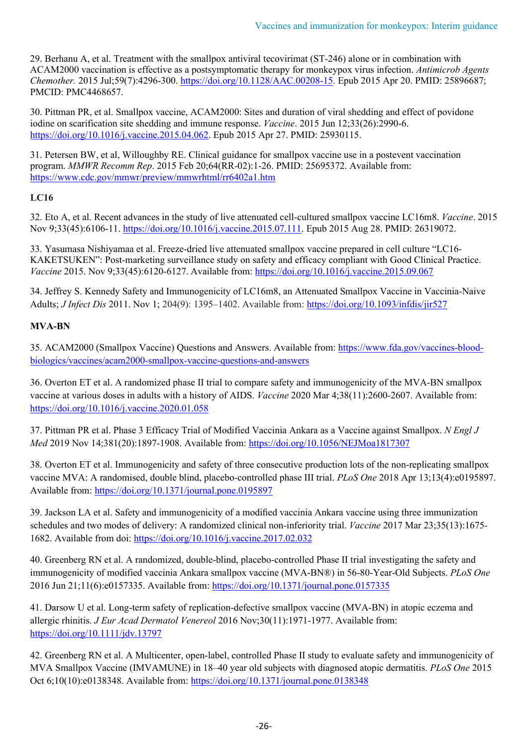29. Berhanu A, et al. Treatment with the smallpox antiviral tecovirimat (ST-246) alone or in combination with ACAM2000 vaccination is effective as a postsymptomatic therapy for monkeypox virus infection. *Antimicrob Agents Chemother.* 2015 Jul;59(7):4296-300. https://doi.org/10.1128/AAC.00208-15. Epub 2015 Apr 20. PMID: 25896687; PMCID: PMC4468657.

30. Pittman PR, et al. Smallpox vaccine, ACAM2000: Sites and duration of viral shedding and effect of povidone iodine on scarification site shedding and immune response. *Vaccine*. 2015 Jun 12;33(26):2990-6. https://doi.org/10.1016/j.vaccine.2015.04.062. Epub 2015 Apr 27. PMID: 25930115.

31. Petersen BW, et al, Willoughby RE. Clinical guidance for smallpox vaccine use in a postevent vaccination program. *MMWR Recomm Rep*. 2015 Feb 20;64(RR-02):1-26. PMID: 25695372. Available from: https://www.cdc.gov/mmwr/preview/mmwrhtml/rr6402a1.htm

**LC16**

32. Eto A, et al. Recent advances in the study of live attenuated cell-cultured smallpox vaccine LC16m8. *Vaccine*. 2015 Nov 9;33(45):6106-11. https://doi.org/10.1016/j.vaccine.2015.07.111. Epub 2015 Aug 28. PMID: 26319072.

33. Yasumasa Nishiyamaa et al. Freeze-dried live attenuated smallpox vaccine prepared in cell culture "LC16-KAKETSUKEN": Post-marketing surveillance study on safety and efficacy compliant with Good Clinical Practice. *Vaccine* 2015. Nov 9;33(45):6120-6127. Available from: https://doi.org/10.1016/j.vaccine.2015.09.067

34. Jeffrey S. Kennedy Safety and Immunogenicity of LC16m8, an Attenuated Smallpox Vaccine in Vaccinia-Naive Adults; *J Infect Dis* 2011. Nov 1; 204(9): 1395–1402. Available from: https://doi.org/10.1093/infdis/jir527

**MVA-BN**

35. ACAM2000 (Smallpox Vaccine) Questions and Answers. Available from: https://www.fda.gov/vaccines-blood-biologics/vaccines/acam2000-smallpox-vaccine-questions-and-answers

36. Overton ET et al. A randomized phase II trial to compare safety and immunogenicity of the MVA-BN smallpox vaccine at various doses in adults with a history of AIDS. *Vaccine* 2020 Mar 4;38(11):2600-2607. Available from: https://doi.org/10.1016/j.vaccine.2020.01.058

37. Pittman PR et al. Phase 3 Efficacy Trial of Modified Vaccinia Ankara as a Vaccine against Smallpox. *N Engl J Med* 2019 Nov 14;381(20):1897-1908. Available from: https://doi.org/10.1056/NEJMoa1817307

38. Overton ET et al. Immunogenicity and safety of three consecutive production lots of the non-replicating smallpox vaccine MVA: A randomised, double blind, placebo-controlled phase III trial. *PLoS One* 2018 Apr 13;13(4):e0195897. Available from: https://doi.org/10.1371/journal.pone.0195897

39. Jackson LA et al. Safety and immunogenicity of a modified vaccinia Ankara vaccine using three immunization schedules and two modes of delivery: A randomized clinical non-inferiority trial. *Vaccine* 2017 Mar 23;35(13):1675-1682. Available from doi: https://doi.org/10.1016/j.vaccine.2017.02.032

40. Greenberg RN et al. A randomized, double-blind, placebo-controlled Phase II trial investigating the safety and immunogenicity of modified vaccinia Ankara smallpox vaccine (MVA-BN®) in 56-80-Year-Old Subjects. *PLoS One* 2016 Jun 21;11(6):e0157335. Available from: https://doi.org/10.1371/journal.pone.0157335

41. Darsow U et al. Long-term safety of replication-defective smallpox vaccine (MVA-BN) in atopic eczema and allergic rhinitis. *J Eur Acad Dermatol Venereol* 2016 Nov;30(11):1971-1977. Available from: https://doi.org/10.1111/jdv.13797

42. Greenberg RN et al. A Multicenter, open-label, controlled Phase II study to evaluate safety and immunogenicity of MVA Smallpox Vaccine (IMVAMUNE) in 18–40 year old subjects with diagnosed atopic dermatitis. *PLoS One* 2015 Oct 6;10(10):e0138348. Available from: https://doi.org/10.1371/journal.pone.0138348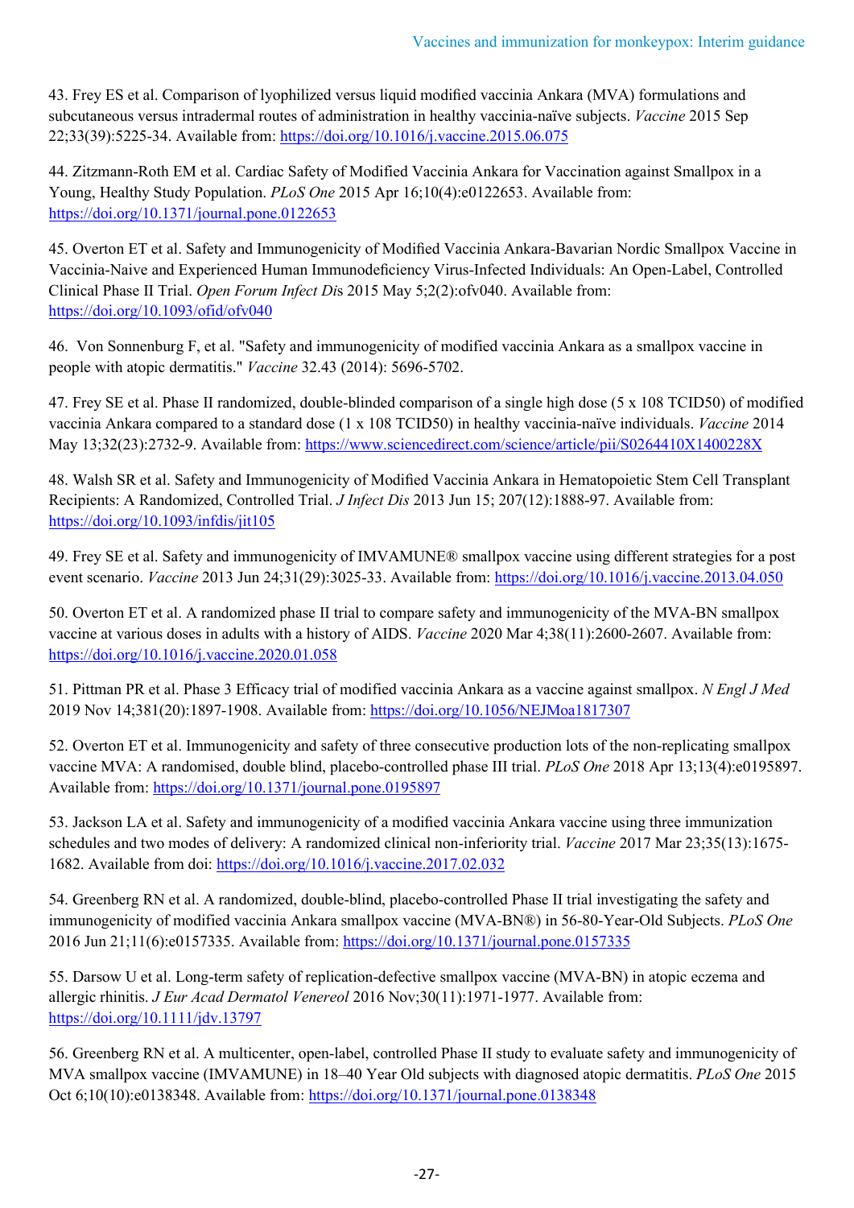43. Frey ES et al. Comparison of lyophilized versus liquid modified vaccinia Ankara (MVA) formulations and subcutaneous versus intradermal routes of administration in healthy vaccinia-naïve subjects. *Vaccine* 2015 Sep 22;33(39):5225-34. Available from: https://doi.org/10.1016/j.vaccine.2015.06.075

44. Zitzmann-Roth EM et al. Cardiac Safety of Modified Vaccinia Ankara for Vaccination against Smallpox in a Young, Healthy Study Population. *PLoS One* 2015 Apr 16;10(4):e0122653. Available from: https://doi.org/10.1371/journal.pone.0122653

45. Overton ET et al. Safety and Immunogenicity of Modified Vaccinia Ankara-Bavarian Nordic Smallpox Vaccine in Vaccinia-Naive and Experienced Human Immunodeficiency Virus-Infected Individuals: An Open-Label, Controlled Clinical Phase II Trial. *Open Forum Infect Dis* 2015 May 5;2(2):ofv040. Available from: https://doi.org/10.1093/ofid/ofv040

46. Von Sonnenburg F, et al. "Safety and immunogenicity of modified vaccinia Ankara as a smallpox vaccine in people with atopic dermatitis." *Vaccine* 32.43 (2014): 5696-5702.

47. Frey SE et al. Phase II randomized, double-blinded comparison of a single high dose (5 x 108 TCID50) of modified vaccinia Ankara compared to a standard dose (1 x 108 TCID50) in healthy vaccinia-naïve individuals. *Vaccine* 2014 May 13;32(23):2732-9. Available from: https://www.sciencedirect.com/science/article/pii/S0264410X1400228X

48. Walsh SR et al. Safety and Immunogenicity of Modified Vaccinia Ankara in Hematopoietic Stem Cell Transplant Recipients: A Randomized, Controlled Trial. *J Infect Dis* 2013 Jun 15; 207(12):1888-97. Available from: https://doi.org/10.1093/infdis/jit105

49. Frey SE et al. Safety and immunogenicity of IMVAMUNE® smallpox vaccine using different strategies for a post event scenario. *Vaccine* 2013 Jun 24;31(29):3025-33. Available from: https://doi.org/10.1016/j.vaccine.2013.04.050

50. Overton ET et al. A randomized phase II trial to compare safety and immunogenicity of the MVA-BN smallpox vaccine at various doses in adults with a history of AIDS. *Vaccine* 2020 Mar 4;38(11):2600-2607. Available from: https://doi.org/10.1016/j.vaccine.2020.01.058

51. Pittman PR et al. Phase 3 Efficacy trial of modified vaccinia Ankara as a vaccine against smallpox. *N Engl J Med* 2019 Nov 14;381(20):1897-1908. Available from: https://doi.org/10.1056/NEJMoa1817307

52. Overton ET et al. Immunogenicity and safety of three consecutive production lots of the non-replicating smallpox vaccine MVA: A randomised, double blind, placebo-controlled phase III trial. *PLoS One* 2018 Apr 13;13(4):e0195897. Available from: https://doi.org/10.1371/journal.pone.0195897

53. Jackson LA et al. Safety and immunogenicity of a modified vaccinia Ankara vaccine using three immunization schedules and two modes of delivery: A randomized clinical non-inferiority trial. *Vaccine* 2017 Mar 23;35(13):1675-1682. Available from doi: https://doi.org/10.1016/j.vaccine.2017.02.032

54. Greenberg RN et al. A randomized, double-blind, placebo-controlled Phase II trial investigating the safety and immunogenicity of modified vaccinia Ankara smallpox vaccine (MVA-BN®) in 56-80-Year-Old Subjects. *PLoS One* 2016 Jun 21;11(6):e0157335. Available from: https://doi.org/10.1371/journal.pone.0157335

55. Darsow U et al. Long-term safety of replication-defective smallpox vaccine (MVA-BN) in atopic eczema and allergic rhinitis. *J Eur Acad Dermatol Venereol* 2016 Nov;30(11):1971-1977. Available from: https://doi.org/10.1111/jdv.13797

56. Greenberg RN et al. A multicenter, open-label, controlled Phase II study to evaluate safety and immunogenicity of MVA smallpox vaccine (IMVAMUNE) in 18–40 Year Old subjects with diagnosed atopic dermatitis. *PLoS One* 2015 Oct 6;10(10):e0138348. Available from: https://doi.org/10.1371/journal.pone.0138348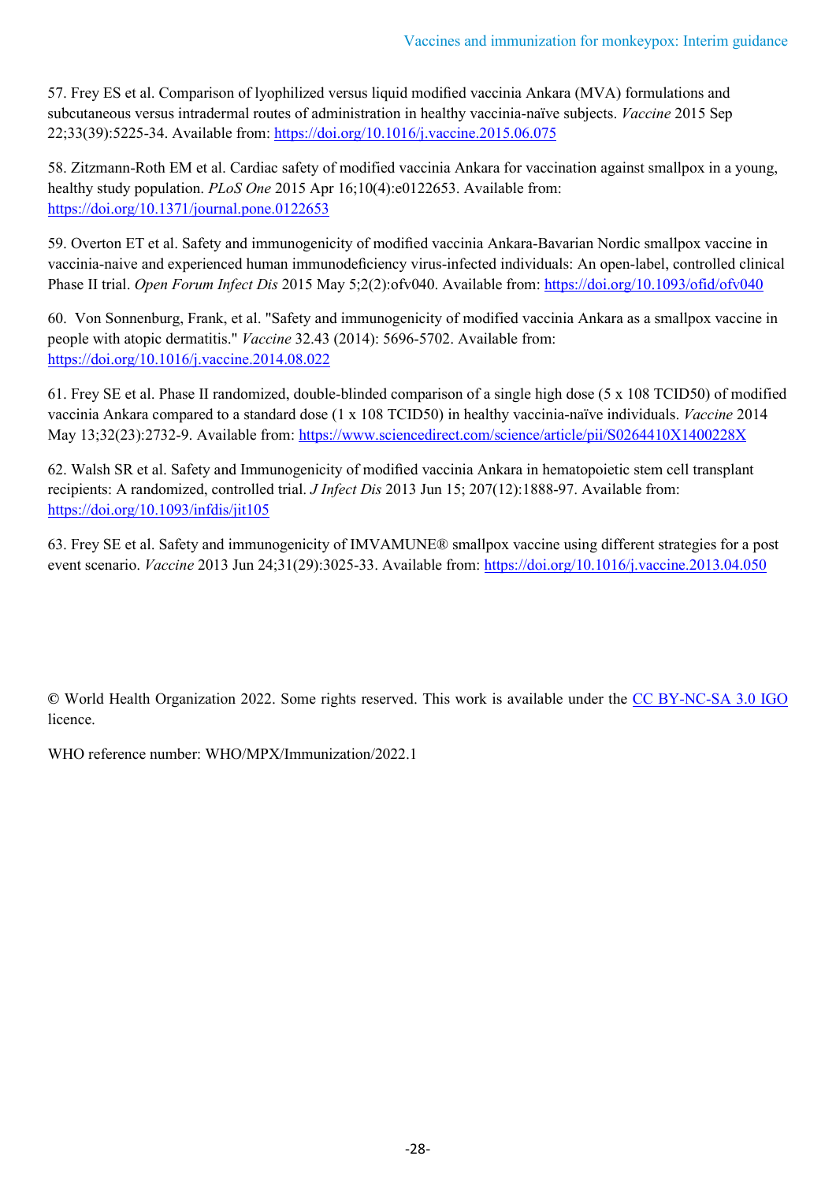57. Frey ES et al. Comparison of lyophilized versus liquid modified vaccinia Ankara (MVA) formulations and subcutaneous versus intradermal routes of administration in healthy vaccinia-naïve subjects. *Vaccine* 2015 Sep 22;33(39):5225-34. Available from: https://doi.org/10.1016/j.vaccine.2015.06.075

58. Zitzmann-Roth EM et al. Cardiac safety of modified vaccinia Ankara for vaccination against smallpox in a young, healthy study population. *PLoS One* 2015 Apr 16;10(4):e0122653. Available from: https://doi.org/10.1371/journal.pone.0122653

59. Overton ET et al. Safety and immunogenicity of modified vaccinia Ankara-Bavarian Nordic smallpox vaccine in vaccinia-naive and experienced human immunodeficiency virus-infected individuals: An open-label, controlled clinical Phase II trial. *Open Forum Infect Dis* 2015 May 5;2(2):ofv040. Available from: https://doi.org/10.1093/ofid/ofv040

60. Von Sonnenburg, Frank, et al. "Safety and immunogenicity of modified vaccinia Ankara as a smallpox vaccine in people with atopic dermatitis." *Vaccine* 32.43 (2014): 5696-5702. Available from: https://doi.org/10.1016/j.vaccine.2014.08.022

61. Frey SE et al. Phase II randomized, double-blinded comparison of a single high dose (5 x 108 TCID50) of modified vaccinia Ankara compared to a standard dose (1 x 108 TCID50) in healthy vaccinia-naïve individuals. *Vaccine* 2014 May 13;32(23):2732-9. Available from: https://www.sciencedirect.com/science/article/pii/S0264410X1400228X

62. Walsh SR et al. Safety and Immunogenicity of modified vaccinia Ankara in hematopoietic stem cell transplant recipients: A randomized, controlled trial. *J Infect Dis* 2013 Jun 15; 207(12):1888-97. Available from: https://doi.org/10.1093/infdis/jit105

63. Frey SE et al. Safety and immunogenicity of IMVAMUNE® smallpox vaccine using different strategies for a post event scenario. *Vaccine* 2013 Jun 24;31(29):3025-33. Available from: https://doi.org/10.1016/j.vaccine.2013.04.050

© World Health Organization 2022. Some rights reserved. This work is available under the CC BY-NC-SA 3.0 IGO licence.

WHO reference number: WHO/MPX/Immunization/2022.1